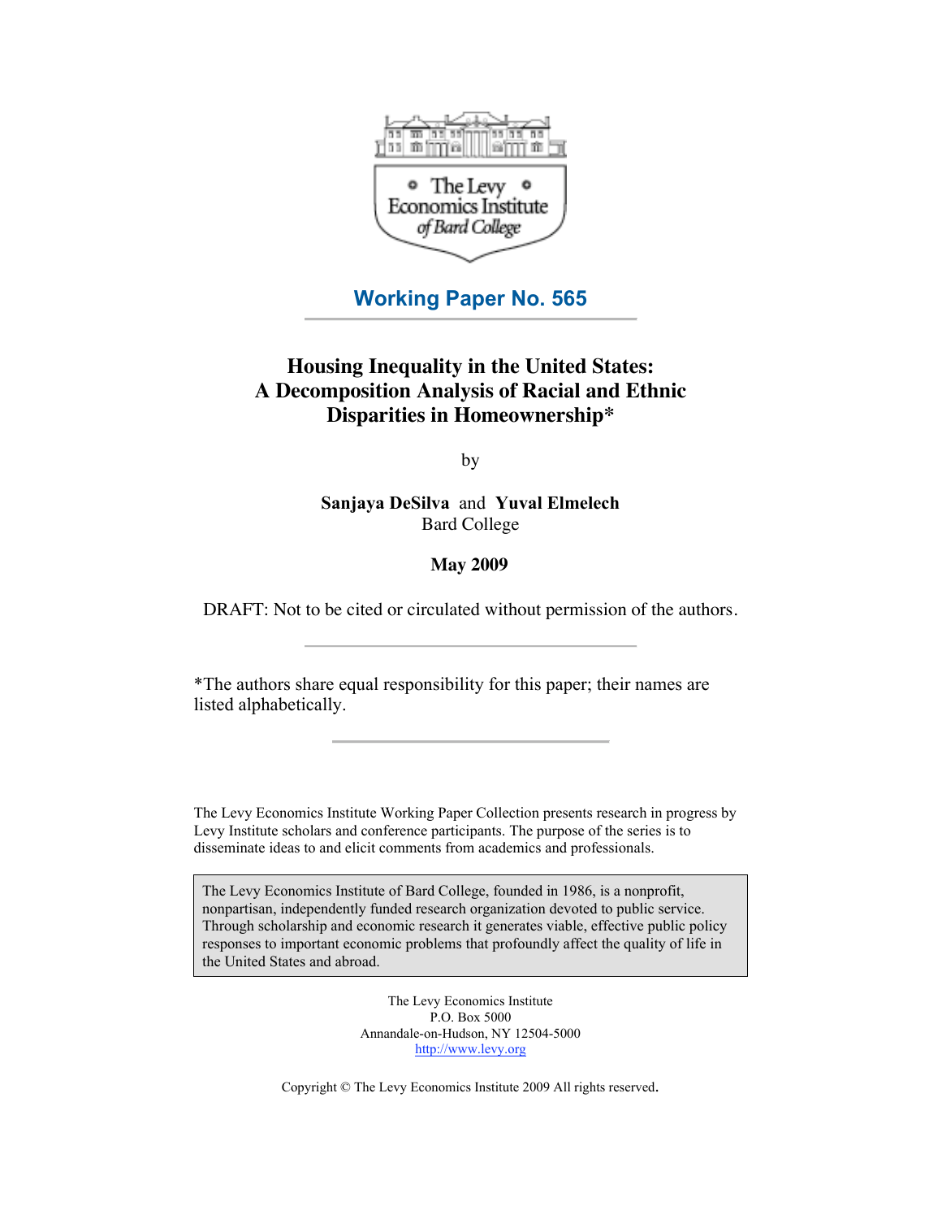The Levy Economics Institute of Bard College

## Working Paper No. 565

# Housing Inequality in the United States: A Decomposition Analysis of Racial and Ethnic Disparities in Homeownership*

by

**Sanjaya DeSilva** and **Yuval Elmelech**
Bard College

**May 2009**

DRAFT: Not to be cited or circulated without permission of the authors.

*The authors share equal responsibility for this paper; their names are listed alphabetically.

The Levy Economics Institute Working Paper Collection presents research in progress by Levy Institute scholars and conference participants. The purpose of the series is to disseminate ideas to and elicit comments from academics and professionals.

The Levy Economics Institute of Bard College, founded in 1986, is a nonprofit, nonpartisan, independently funded research organization devoted to public service. Through scholarship and economic research it generates viable, effective public policy responses to important economic problems that profoundly affect the quality of life in the United States and abroad.

The Levy Economics Institute
P.O. Box 5000
Annandale-on-Hudson, NY 12504-5000
http://www.levy.org

Copyright © The Levy Economics Institute 2009 All rights reserved.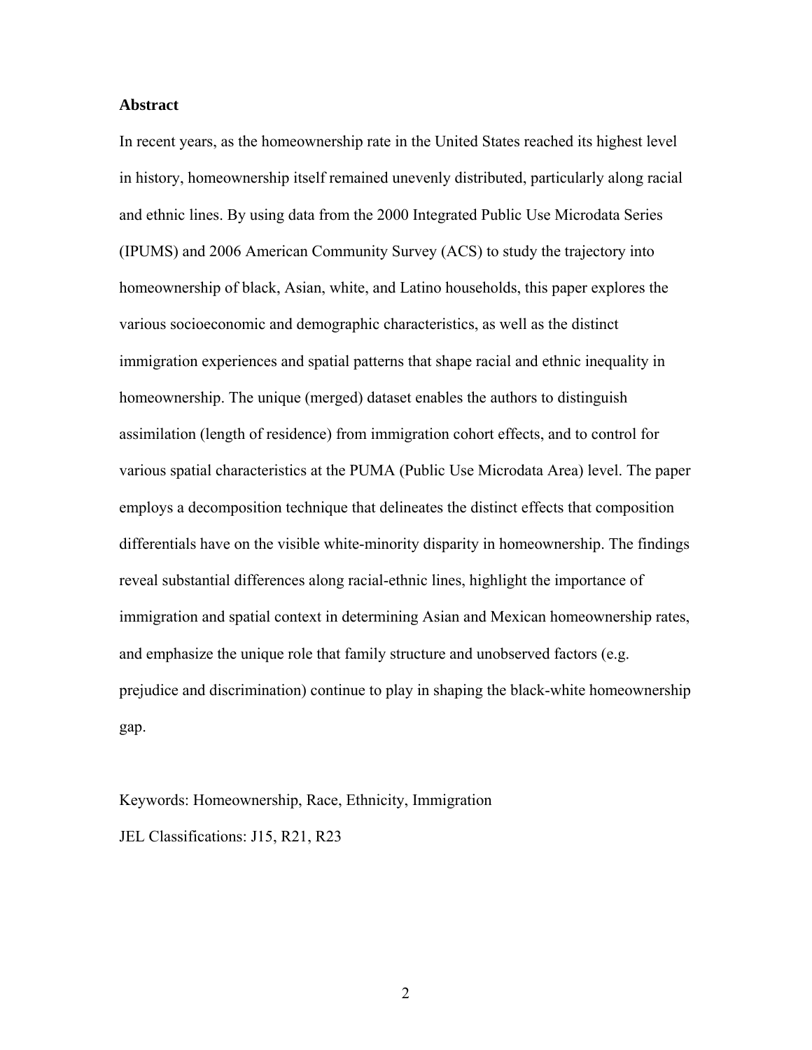**Abstract**

In recent years, as the homeownership rate in the United States reached its highest level in history, homeownership itself remained unevenly distributed, particularly along racial and ethnic lines. By using data from the 2000 Integrated Public Use Microdata Series (IPUMS) and 2006 American Community Survey (ACS) to study the trajectory into homeownership of black, Asian, white, and Latino households, this paper explores the various socioeconomic and demographic characteristics, as well as the distinct immigration experiences and spatial patterns that shape racial and ethnic inequality in homeownership. The unique (merged) dataset enables the authors to distinguish assimilation (length of residence) from immigration cohort effects, and to control for various spatial characteristics at the PUMA (Public Use Microdata Area) level. The paper employs a decomposition technique that delineates the distinct effects that composition differentials have on the visible white-minority disparity in homeownership. The findings reveal substantial differences along racial-ethnic lines, highlight the importance of immigration and spatial context in determining Asian and Mexican homeownership rates, and emphasize the unique role that family structure and unobserved factors (e.g. prejudice and discrimination) continue to play in shaping the black-white homeownership gap.

Keywords: Homeownership, Race, Ethnicity, Immigration

JEL Classifications: J15, R21, R23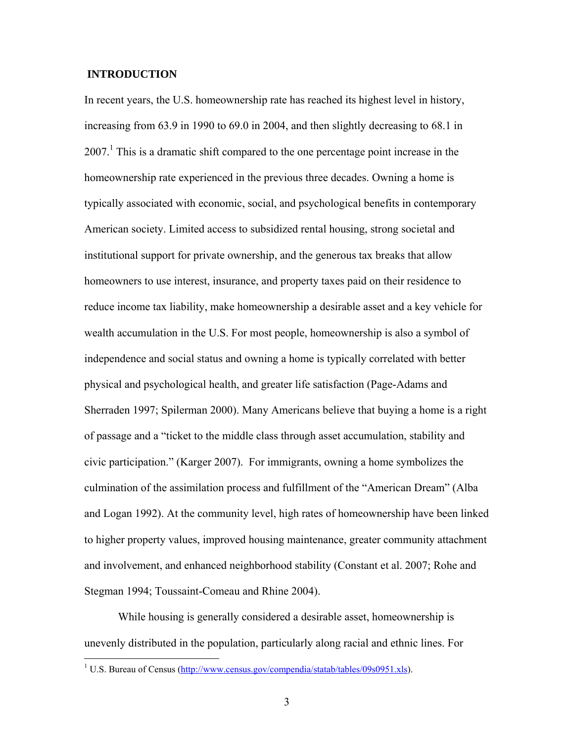## INTRODUCTION

In recent years, the U.S. homeownership rate has reached its highest level in history, increasing from 63.9 in 1990 to 69.0 in 2004, and then slightly decreasing to 68.1 in 2007.[1] This is a dramatic shift compared to the one percentage point increase in the homeownership rate experienced in the previous three decades. Owning a home is typically associated with economic, social, and psychological benefits in contemporary American society. Limited access to subsidized rental housing, strong societal and institutional support for private ownership, and the generous tax breaks that allow homeowners to use interest, insurance, and property taxes paid on their residence to reduce income tax liability, make homeownership a desirable asset and a key vehicle for wealth accumulation in the U.S. For most people, homeownership is also a symbol of independence and social status and owning a home is typically correlated with better physical and psychological health, and greater life satisfaction (Page-Adams and Sherraden 1997; Spilerman 2000). Many Americans believe that buying a home is a right of passage and a "ticket to the middle class through asset accumulation, stability and civic participation." (Karger 2007). For immigrants, owning a home symbolizes the culmination of the assimilation process and fulfillment of the "American Dream" (Alba and Logan 1992). At the community level, high rates of homeownership have been linked to higher property values, improved housing maintenance, greater community attachment and involvement, and enhanced neighborhood stability (Constant et al. 2007; Rohe and Stegman 1994; Toussaint-Comeau and Rhine 2004).

While housing is generally considered a desirable asset, homeownership is unevenly distributed in the population, particularly along racial and ethnic lines. For

---

[1] U.S. Bureau of Census (http://www.census.gov/compendia/statab/tables/09s0951.xls).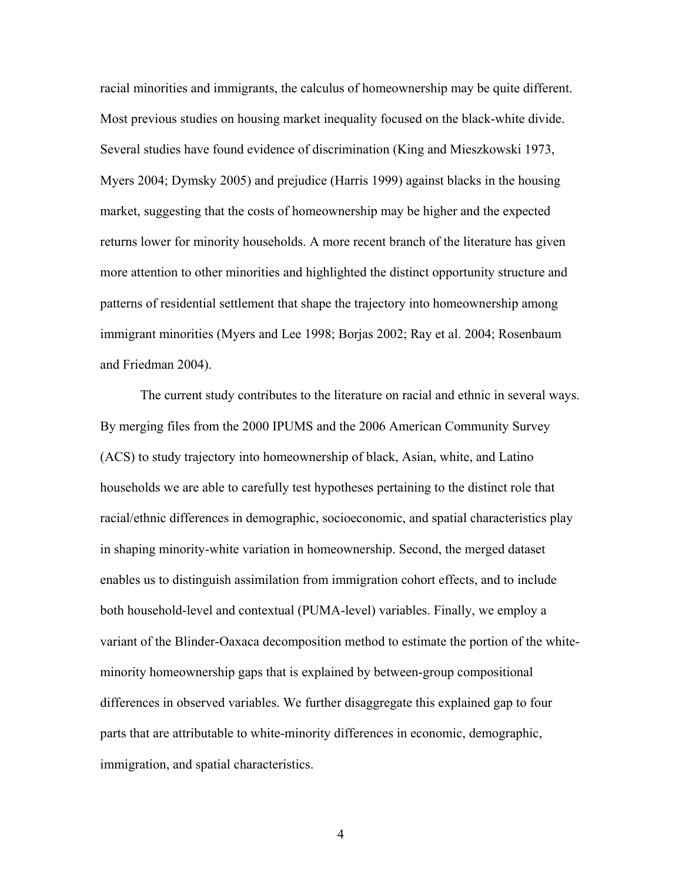racial minorities and immigrants, the calculus of homeownership may be quite different. Most previous studies on housing market inequality focused on the black-white divide. Several studies have found evidence of discrimination (King and Mieszkowski 1973, Myers 2004; Dymsky 2005) and prejudice (Harris 1999) against blacks in the housing market, suggesting that the costs of homeownership may be higher and the expected returns lower for minority households. A more recent branch of the literature has given more attention to other minorities and highlighted the distinct opportunity structure and patterns of residential settlement that shape the trajectory into homeownership among immigrant minorities (Myers and Lee 1998; Borjas 2002; Ray et al. 2004; Rosenbaum and Friedman 2004).

The current study contributes to the literature on racial and ethnic in several ways. By merging files from the 2000 IPUMS and the 2006 American Community Survey (ACS) to study trajectory into homeownership of black, Asian, white, and Latino households we are able to carefully test hypotheses pertaining to the distinct role that racial/ethnic differences in demographic, socioeconomic, and spatial characteristics play in shaping minority-white variation in homeownership. Second, the merged dataset enables us to distinguish assimilation from immigration cohort effects, and to include both household-level and contextual (PUMA-level) variables. Finally, we employ a variant of the Blinder-Oaxaca decomposition method to estimate the portion of the white-minority homeownership gaps that is explained by between-group compositional differences in observed variables. We further disaggregate this explained gap to four parts that are attributable to white-minority differences in economic, demographic, immigration, and spatial characteristics.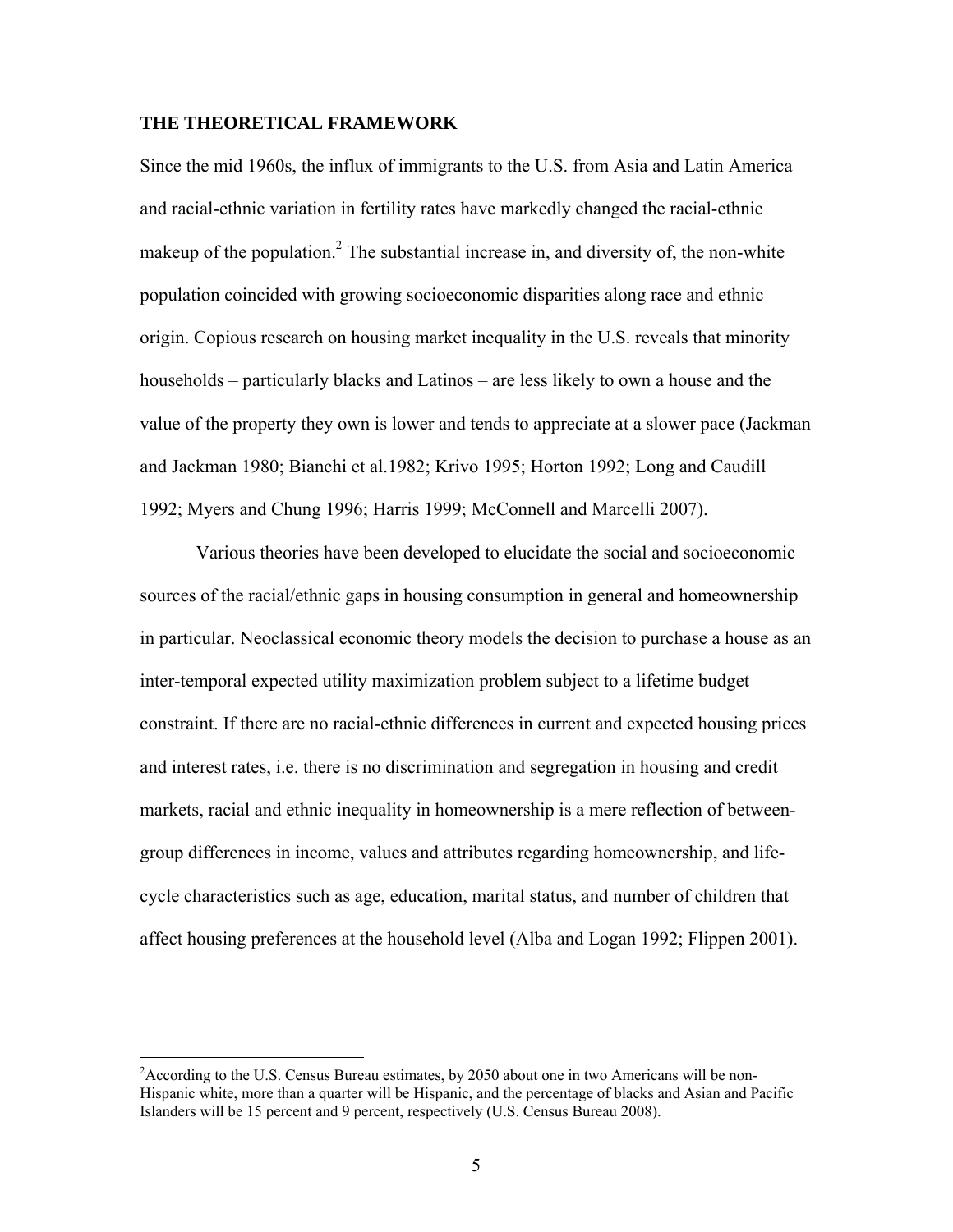## THE THEORETICAL FRAMEWORK

Since the mid 1960s, the influx of immigrants to the U.S. from Asia and Latin America and racial-ethnic variation in fertility rates have markedly changed the racial-ethnic makeup of the population.[2] The substantial increase in, and diversity of, the non-white population coincided with growing socioeconomic disparities along race and ethnic origin. Copious research on housing market inequality in the U.S. reveals that minority households – particularly blacks and Latinos – are less likely to own a house and the value of the property they own is lower and tends to appreciate at a slower pace (Jackman and Jackman 1980; Bianchi et al.1982; Krivo 1995; Horton 1992; Long and Caudill 1992; Myers and Chung 1996; Harris 1999; McConnell and Marcelli 2007).

Various theories have been developed to elucidate the social and socioeconomic sources of the racial/ethnic gaps in housing consumption in general and homeownership in particular. Neoclassical economic theory models the decision to purchase a house as an inter-temporal expected utility maximization problem subject to a lifetime budget constraint. If there are no racial-ethnic differences in current and expected housing prices and interest rates, i.e. there is no discrimination and segregation in housing and credit markets, racial and ethnic inequality in homeownership is a mere reflection of between-group differences in income, values and attributes regarding homeownership, and life-cycle characteristics such as age, education, marital status, and number of children that affect housing preferences at the household level (Alba and Logan 1992; Flippen 2001).

[2]According to the U.S. Census Bureau estimates, by 2050 about one in two Americans will be non-Hispanic white, more than a quarter will be Hispanic, and the percentage of blacks and Asian and Pacific Islanders will be 15 percent and 9 percent, respectively (U.S. Census Bureau 2008).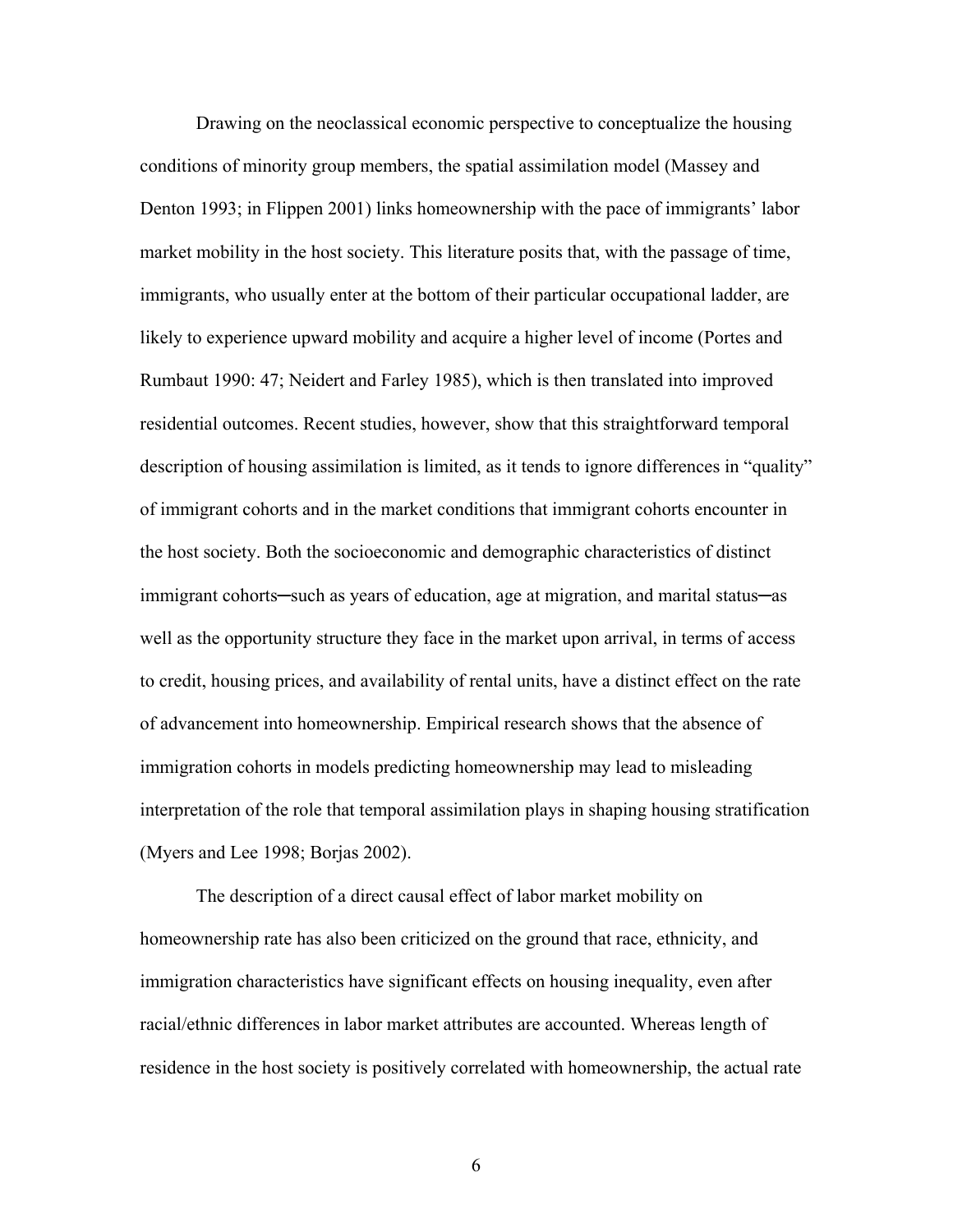Drawing on the neoclassical economic perspective to conceptualize the housing conditions of minority group members, the spatial assimilation model (Massey and Denton 1993; in Flippen 2001) links homeownership with the pace of immigrants' labor market mobility in the host society. This literature posits that, with the passage of time, immigrants, who usually enter at the bottom of their particular occupational ladder, are likely to experience upward mobility and acquire a higher level of income (Portes and Rumbaut 1990: 47; Neidert and Farley 1985), which is then translated into improved residential outcomes. Recent studies, however, show that this straightforward temporal description of housing assimilation is limited, as it tends to ignore differences in "quality" of immigrant cohorts and in the market conditions that immigrant cohorts encounter in the host society. Both the socioeconomic and demographic characteristics of distinct immigrant cohorts─such as years of education, age at migration, and marital status─as well as the opportunity structure they face in the market upon arrival, in terms of access to credit, housing prices, and availability of rental units, have a distinct effect on the rate of advancement into homeownership. Empirical research shows that the absence of immigration cohorts in models predicting homeownership may lead to misleading interpretation of the role that temporal assimilation plays in shaping housing stratification (Myers and Lee 1998; Borjas 2002).

The description of a direct causal effect of labor market mobility on homeownership rate has also been criticized on the ground that race, ethnicity, and immigration characteristics have significant effects on housing inequality, even after racial/ethnic differences in labor market attributes are accounted. Whereas length of residence in the host society is positively correlated with homeownership, the actual rate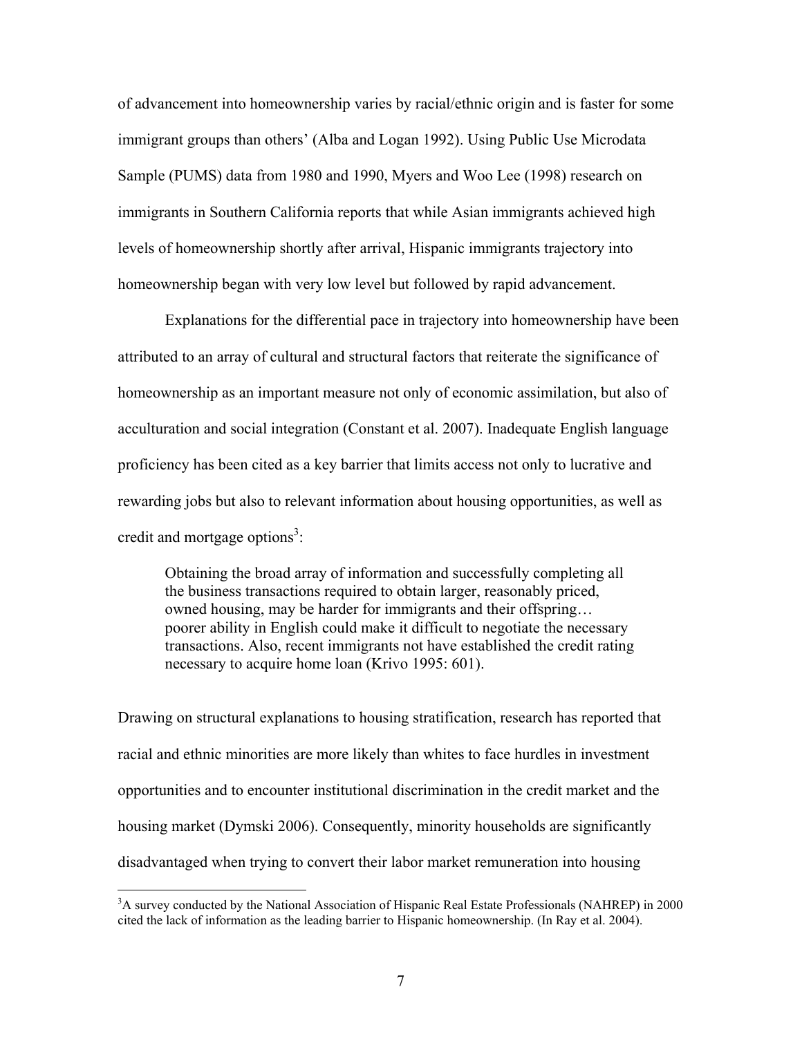of advancement into homeownership varies by racial/ethnic origin and is faster for some immigrant groups than others' (Alba and Logan 1992). Using Public Use Microdata Sample (PUMS) data from 1980 and 1990, Myers and Woo Lee (1998) research on immigrants in Southern California reports that while Asian immigrants achieved high levels of homeownership shortly after arrival, Hispanic immigrants trajectory into homeownership began with very low level but followed by rapid advancement.

Explanations for the differential pace in trajectory into homeownership have been attributed to an array of cultural and structural factors that reiterate the significance of homeownership as an important measure not only of economic assimilation, but also of acculturation and social integration (Constant et al. 2007). Inadequate English language proficiency has been cited as a key barrier that limits access not only to lucrative and rewarding jobs but also to relevant information about housing opportunities, as well as credit and mortgage options[3]:

> Obtaining the broad array of information and successfully completing all the business transactions required to obtain larger, reasonably priced, owned housing, may be harder for immigrants and their offspring… poorer ability in English could make it difficult to negotiate the necessary transactions. Also, recent immigrants not have established the credit rating necessary to acquire home loan (Krivo 1995: 601).

Drawing on structural explanations to housing stratification, research has reported that racial and ethnic minorities are more likely than whites to face hurdles in investment opportunities and to encounter institutional discrimination in the credit market and the housing market (Dymski 2006). Consequently, minority households are significantly disadvantaged when trying to convert their labor market remuneration into housing

[3] A survey conducted by the National Association of Hispanic Real Estate Professionals (NAHREP) in 2000 cited the lack of information as the leading barrier to Hispanic homeownership. (In Ray et al. 2004).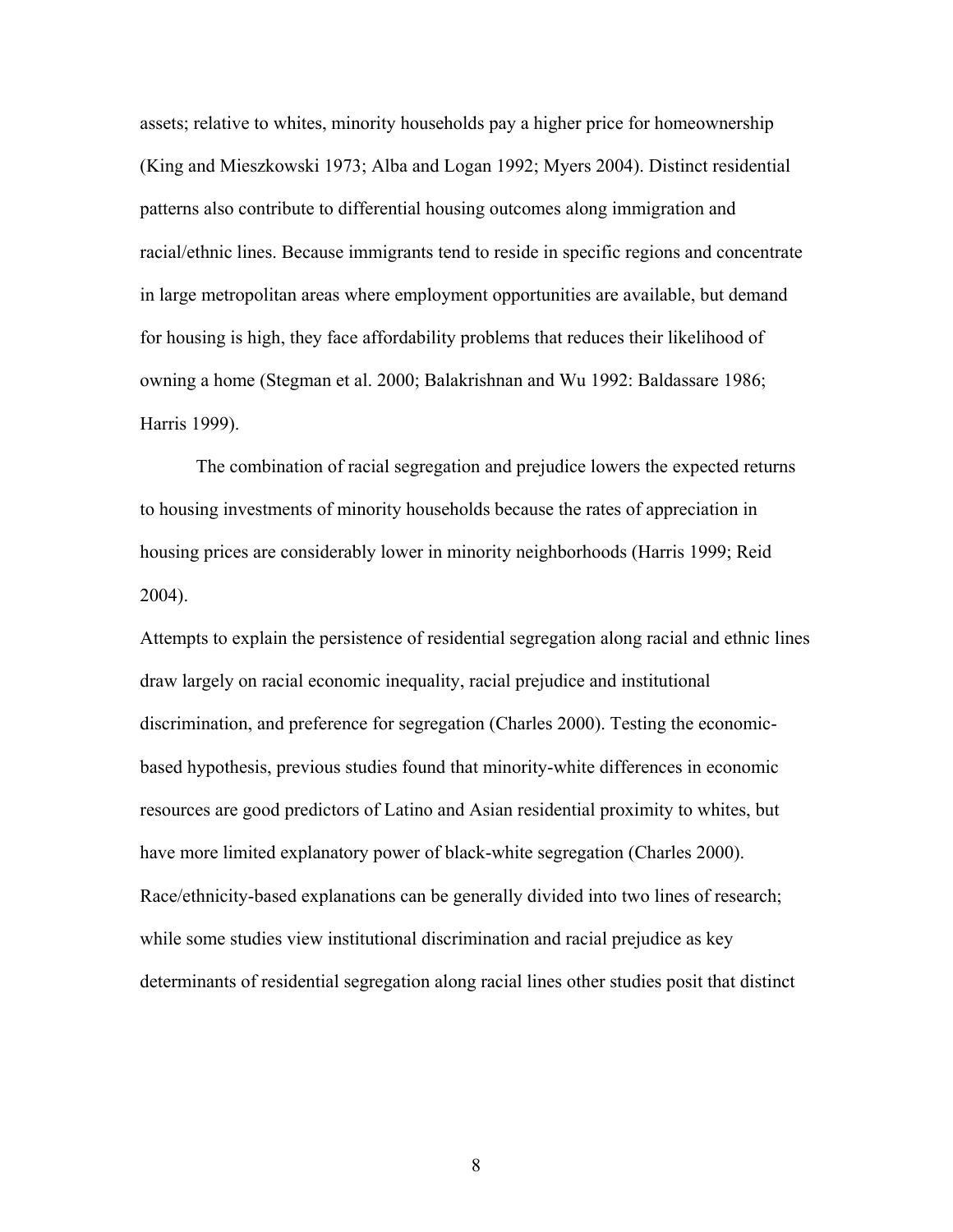assets; relative to whites, minority households pay a higher price for homeownership (King and Mieszkowski 1973; Alba and Logan 1992; Myers 2004). Distinct residential patterns also contribute to differential housing outcomes along immigration and racial/ethnic lines. Because immigrants tend to reside in specific regions and concentrate in large metropolitan areas where employment opportunities are available, but demand for housing is high, they face affordability problems that reduces their likelihood of owning a home (Stegman et al. 2000; Balakrishnan and Wu 1992: Baldassare 1986; Harris 1999).

The combination of racial segregation and prejudice lowers the expected returns to housing investments of minority households because the rates of appreciation in housing prices are considerably lower in minority neighborhoods (Harris 1999; Reid 2004).

Attempts to explain the persistence of residential segregation along racial and ethnic lines draw largely on racial economic inequality, racial prejudice and institutional discrimination, and preference for segregation (Charles 2000). Testing the economic-based hypothesis, previous studies found that minority-white differences in economic resources are good predictors of Latino and Asian residential proximity to whites, but have more limited explanatory power of black-white segregation (Charles 2000). Race/ethnicity-based explanations can be generally divided into two lines of research; while some studies view institutional discrimination and racial prejudice as key determinants of residential segregation along racial lines other studies posit that distinct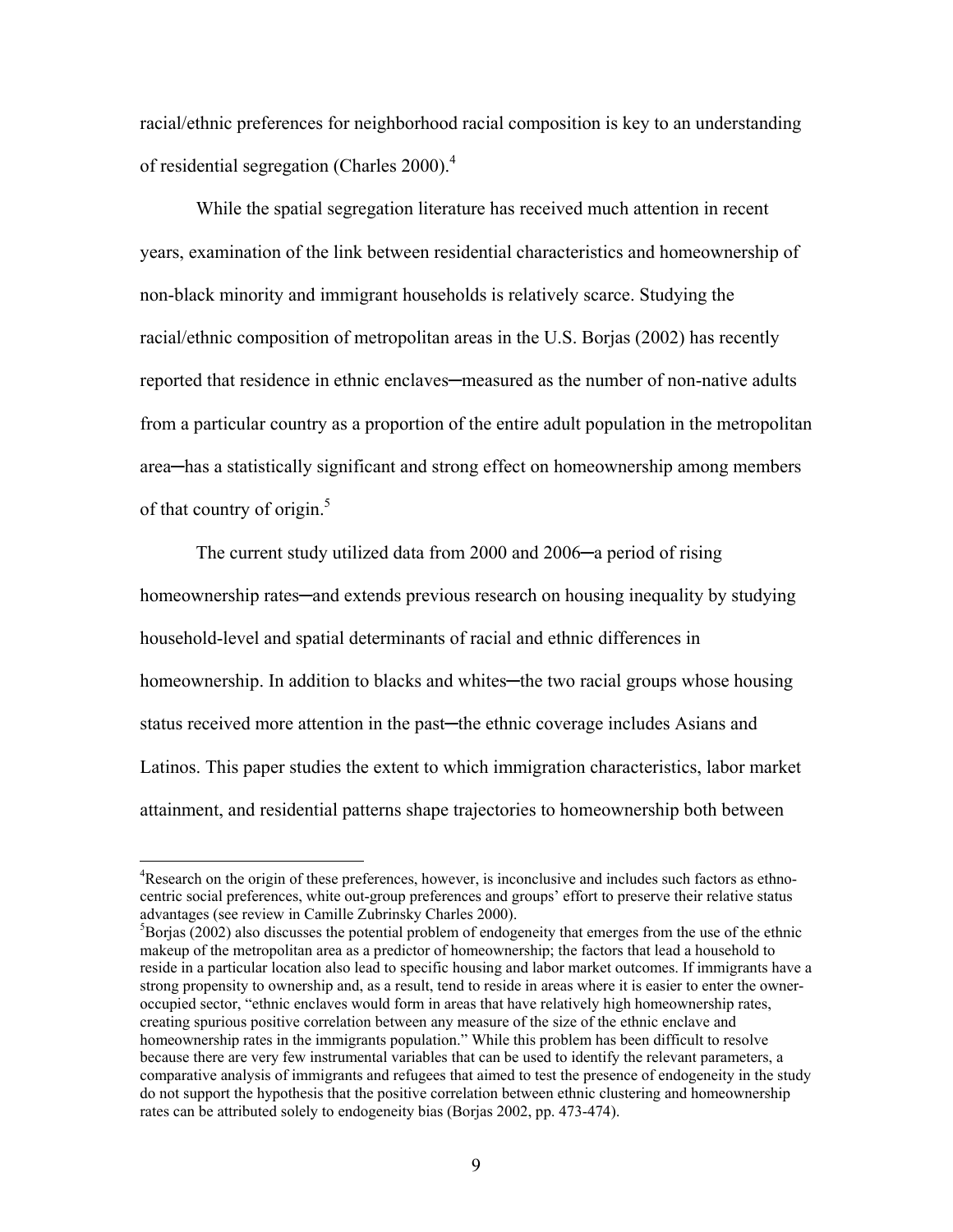racial/ethnic preferences for neighborhood racial composition is key to an understanding of residential segregation (Charles 2000).[4]

While the spatial segregation literature has received much attention in recent years, examination of the link between residential characteristics and homeownership of non-black minority and immigrant households is relatively scarce. Studying the racial/ethnic composition of metropolitan areas in the U.S. Borjas (2002) has recently reported that residence in ethnic enclaves─measured as the number of non-native adults from a particular country as a proportion of the entire adult population in the metropolitan area─has a statistically significant and strong effect on homeownership among members of that country of origin.[5]

The current study utilized data from 2000 and 2006─a period of rising homeownership rates─and extends previous research on housing inequality by studying household-level and spatial determinants of racial and ethnic differences in homeownership. In addition to blacks and whites─the two racial groups whose housing status received more attention in the past─the ethnic coverage includes Asians and Latinos. This paper studies the extent to which immigration characteristics, labor market attainment, and residential patterns shape trajectories to homeownership both between

---

[4] Research on the origin of these preferences, however, is inconclusive and includes such factors as ethno-centric social preferences, white out-group preferences and groups' effort to preserve their relative status advantages (see review in Camille Zubrinsky Charles 2000).

[5] Borjas (2002) also discusses the potential problem of endogeneity that emerges from the use of the ethnic makeup of the metropolitan area as a predictor of homeownership; the factors that lead a household to reside in a particular location also lead to specific housing and labor market outcomes. If immigrants have a strong propensity to ownership and, as a result, tend to reside in areas where it is easier to enter the owner-occupied sector, "ethnic enclaves would form in areas that have relatively high homeownership rates, creating spurious positive correlation between any measure of the size of the ethnic enclave and homeownership rates in the immigrants population." While this problem has been difficult to resolve because there are very few instrumental variables that can be used to identify the relevant parameters, a comparative analysis of immigrants and refugees that aimed to test the presence of endogeneity in the study do not support the hypothesis that the positive correlation between ethnic clustering and homeownership rates can be attributed solely to endogeneity bias (Borjas 2002, pp. 473-474).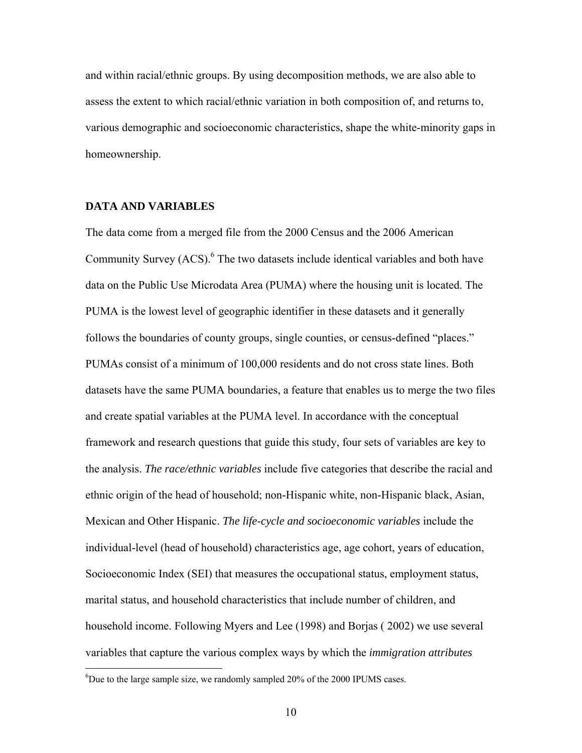and within racial/ethnic groups. By using decomposition methods, we are also able to assess the extent to which racial/ethnic variation in both composition of, and returns to, various demographic and socioeconomic characteristics, shape the white-minority gaps in homeownership.

## DATA AND VARIABLES

The data come from a merged file from the 2000 Census and the 2006 American Community Survey (ACS).[6] The two datasets include identical variables and both have data on the Public Use Microdata Area (PUMA) where the housing unit is located. The PUMA is the lowest level of geographic identifier in these datasets and it generally follows the boundaries of county groups, single counties, or census-defined "places." PUMAs consist of a minimum of 100,000 residents and do not cross state lines. Both datasets have the same PUMA boundaries, a feature that enables us to merge the two files and create spatial variables at the PUMA level. In accordance with the conceptual framework and research questions that guide this study, four sets of variables are key to the analysis. *The race/ethnic variables* include five categories that describe the racial and ethnic origin of the head of household; non-Hispanic white, non-Hispanic black, Asian, Mexican and Other Hispanic. *The life-cycle and socioeconomic variables* include the individual-level (head of household) characteristics age, age cohort, years of education, Socioeconomic Index (SEI) that measures the occupational status, employment status, marital status, and household characteristics that include number of children, and household income. Following Myers and Lee (1998) and Borjas ( 2002) we use several variables that capture the various complex ways by which the *immigration attributes*

[6]Due to the large sample size, we randomly sampled 20% of the 2000 IPUMS cases.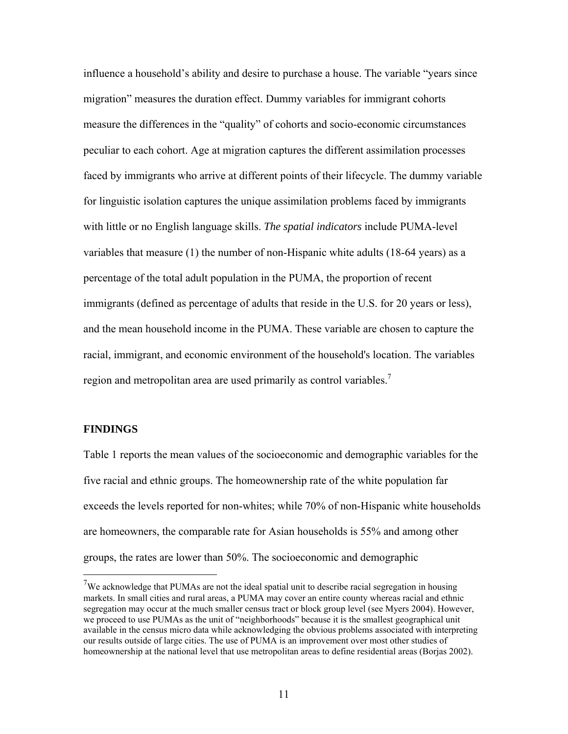influence a household's ability and desire to purchase a house. The variable "years since migration" measures the duration effect. Dummy variables for immigrant cohorts measure the differences in the "quality" of cohorts and socio-economic circumstances peculiar to each cohort. Age at migration captures the different assimilation processes faced by immigrants who arrive at different points of their lifecycle. The dummy variable for linguistic isolation captures the unique assimilation problems faced by immigrants with little or no English language skills. *The spatial indicators* include PUMA-level variables that measure (1) the number of non-Hispanic white adults (18-64 years) as a percentage of the total adult population in the PUMA, the proportion of recent immigrants (defined as percentage of adults that reside in the U.S. for 20 years or less), and the mean household income in the PUMA. These variable are chosen to capture the racial, immigrant, and economic environment of the household's location. The variables region and metropolitan area are used primarily as control variables.[7]

## FINDINGS

Table 1 reports the mean values of the socioeconomic and demographic variables for the five racial and ethnic groups. The homeownership rate of the white population far exceeds the levels reported for non-whites; while 70% of non-Hispanic white households are homeowners, the comparable rate for Asian households is 55% and among other groups, the rates are lower than 50%. The socioeconomic and demographic

---

[7] We acknowledge that PUMAs are not the ideal spatial unit to describe racial segregation in housing markets. In small cities and rural areas, a PUMA may cover an entire county whereas racial and ethnic segregation may occur at the much smaller census tract or block group level (see Myers 2004). However, we proceed to use PUMAs as the unit of "neighborhoods" because it is the smallest geographical unit available in the census micro data while acknowledging the obvious problems associated with interpreting our results outside of large cities. The use of PUMA is an improvement over most other studies of homeownership at the national level that use metropolitan areas to define residential areas (Borjas 2002).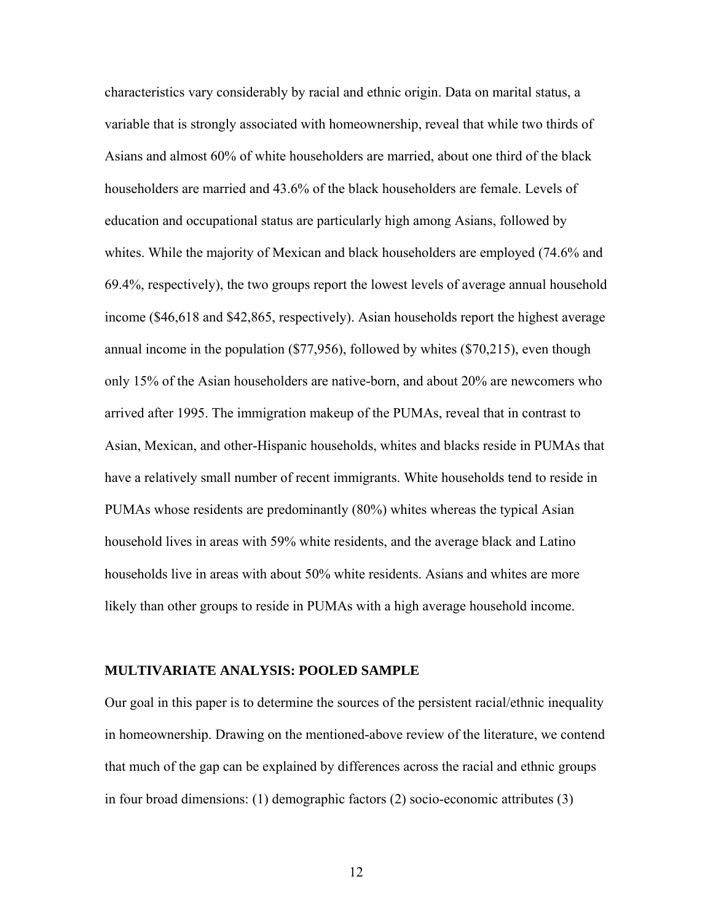characteristics vary considerably by racial and ethnic origin. Data on marital status, a variable that is strongly associated with homeownership, reveal that while two thirds of Asians and almost 60% of white householders are married, about one third of the black householders are married and 43.6% of the black householders are female. Levels of education and occupational status are particularly high among Asians, followed by whites. While the majority of Mexican and black householders are employed (74.6% and 69.4%, respectively), the two groups report the lowest levels of average annual household income ($46,618 and $42,865, respectively). Asian households report the highest average annual income in the population ($77,956), followed by whites ($70,215), even though only 15% of the Asian householders are native-born, and about 20% are newcomers who arrived after 1995. The immigration makeup of the PUMAs, reveal that in contrast to Asian, Mexican, and other-Hispanic households, whites and blacks reside in PUMAs that have a relatively small number of recent immigrants. White households tend to reside in PUMAs whose residents are predominantly (80%) whites whereas the typical Asian household lives in areas with 59% white residents, and the average black and Latino households live in areas with about 50% white residents. Asians and whites are more likely than other groups to reside in PUMAs with a high average household income.

## MULTIVARIATE ANALYSIS: POOLED SAMPLE

Our goal in this paper is to determine the sources of the persistent racial/ethnic inequality in homeownership. Drawing on the mentioned-above review of the literature, we contend that much of the gap can be explained by differences across the racial and ethnic groups in four broad dimensions: (1) demographic factors (2) socio-economic attributes (3)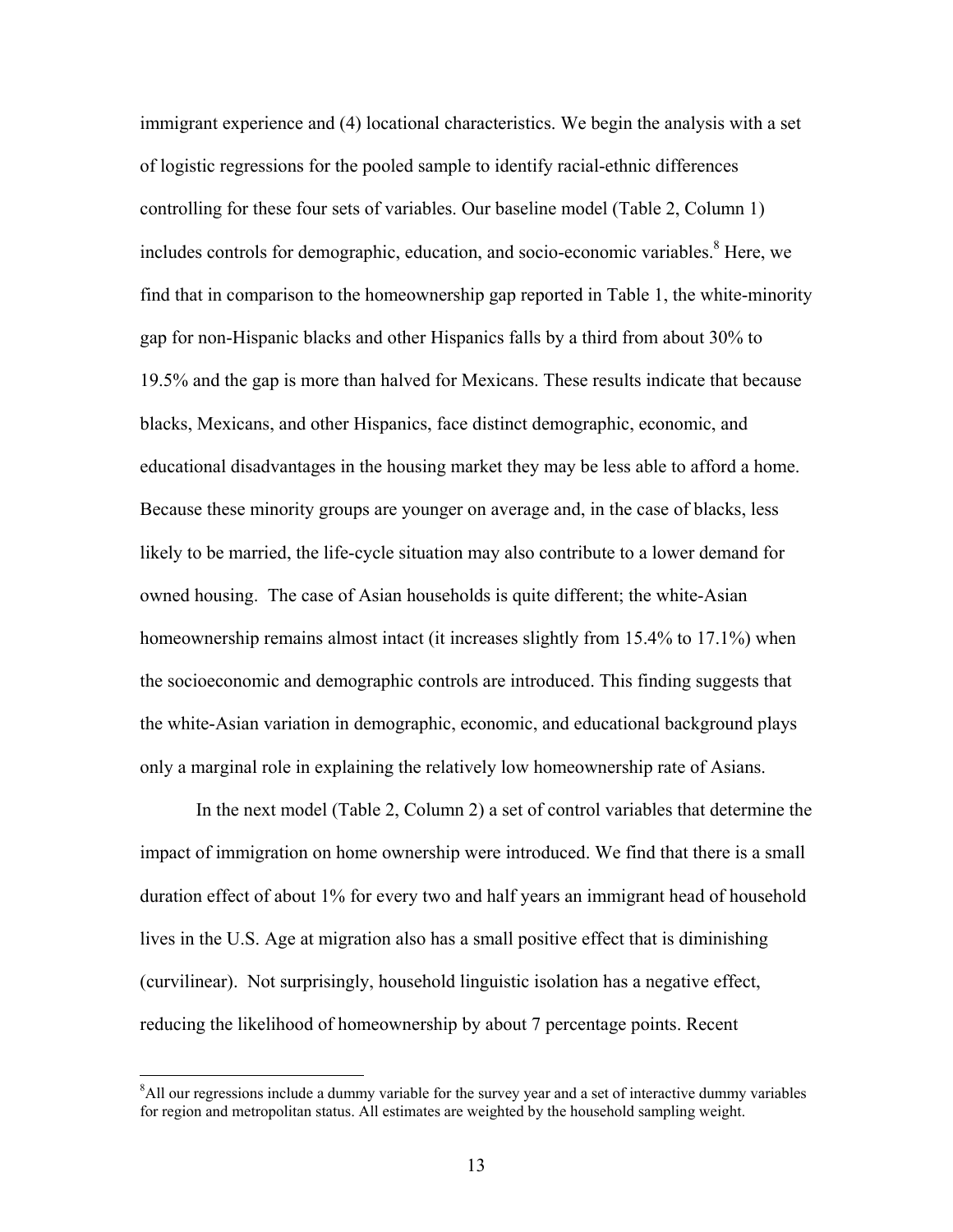immigrant experience and (4) locational characteristics. We begin the analysis with a set of logistic regressions for the pooled sample to identify racial-ethnic differences controlling for these four sets of variables. Our baseline model (Table 2, Column 1) includes controls for demographic, education, and socio-economic variables.[8] Here, we find that in comparison to the homeownership gap reported in Table 1, the white-minority gap for non-Hispanic blacks and other Hispanics falls by a third from about 30% to 19.5% and the gap is more than halved for Mexicans. These results indicate that because blacks, Mexicans, and other Hispanics, face distinct demographic, economic, and educational disadvantages in the housing market they may be less able to afford a home. Because these minority groups are younger on average and, in the case of blacks, less likely to be married, the life-cycle situation may also contribute to a lower demand for owned housing. The case of Asian households is quite different; the white-Asian homeownership remains almost intact (it increases slightly from 15.4% to 17.1%) when the socioeconomic and demographic controls are introduced. This finding suggests that the white-Asian variation in demographic, economic, and educational background plays only a marginal role in explaining the relatively low homeownership rate of Asians.

In the next model (Table 2, Column 2) a set of control variables that determine the impact of immigration on home ownership were introduced. We find that there is a small duration effect of about 1% for every two and half years an immigrant head of household lives in the U.S. Age at migration also has a small positive effect that is diminishing (curvilinear). Not surprisingly, household linguistic isolation has a negative effect, reducing the likelihood of homeownership by about 7 percentage points. Recent

[8] All our regressions include a dummy variable for the survey year and a set of interactive dummy variables for region and metropolitan status. All estimates are weighted by the household sampling weight.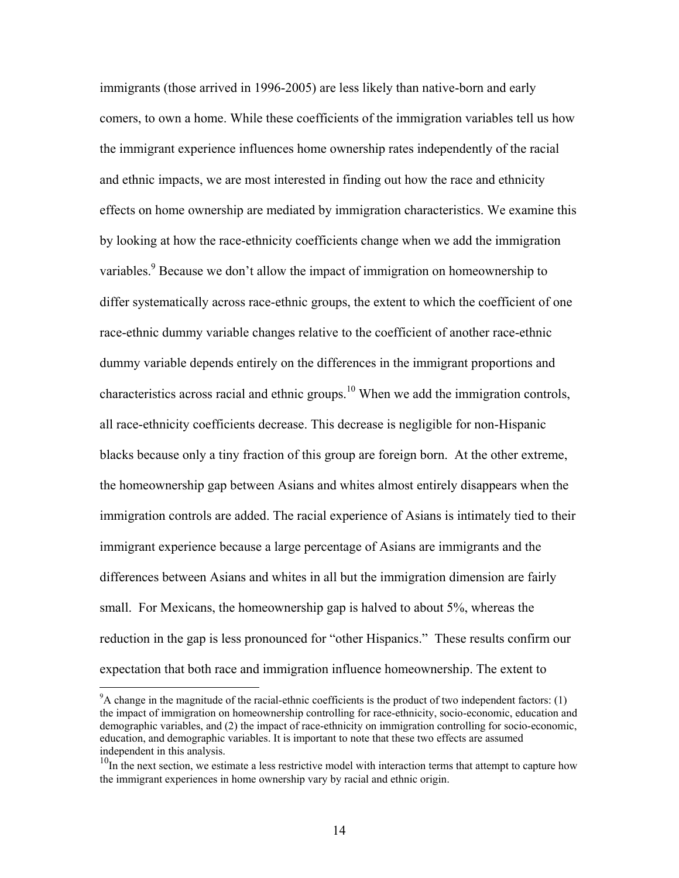immigrants (those arrived in 1996-2005) are less likely than native-born and early comers, to own a home. While these coefficients of the immigration variables tell us how the immigrant experience influences home ownership rates independently of the racial and ethnic impacts, we are most interested in finding out how the race and ethnicity effects on home ownership are mediated by immigration characteristics. We examine this by looking at how the race-ethnicity coefficients change when we add the immigration variables.[9] Because we don't allow the impact of immigration on homeownership to differ systematically across race-ethnic groups, the extent to which the coefficient of one race-ethnic dummy variable changes relative to the coefficient of another race-ethnic dummy variable depends entirely on the differences in the immigrant proportions and characteristics across racial and ethnic groups.[10] When we add the immigration controls, all race-ethnicity coefficients decrease. This decrease is negligible for non-Hispanic blacks because only a tiny fraction of this group are foreign born. At the other extreme, the homeownership gap between Asians and whites almost entirely disappears when the immigration controls are added. The racial experience of Asians is intimately tied to their immigrant experience because a large percentage of Asians are immigrants and the differences between Asians and whites in all but the immigration dimension are fairly small. For Mexicans, the homeownership gap is halved to about 5%, whereas the reduction in the gap is less pronounced for "other Hispanics." These results confirm our expectation that both race and immigration influence homeownership. The extent to

---

[9] A change in the magnitude of the racial-ethnic coefficients is the product of two independent factors: (1) the impact of immigration on homeownership controlling for race-ethnicity, socio-economic, education and demographic variables, and (2) the impact of race-ethnicity on immigration controlling for socio-economic, education, and demographic variables. It is important to note that these two effects are assumed independent in this analysis.

[10] In the next section, we estimate a less restrictive model with interaction terms that attempt to capture how the immigrant experiences in home ownership vary by racial and ethnic origin.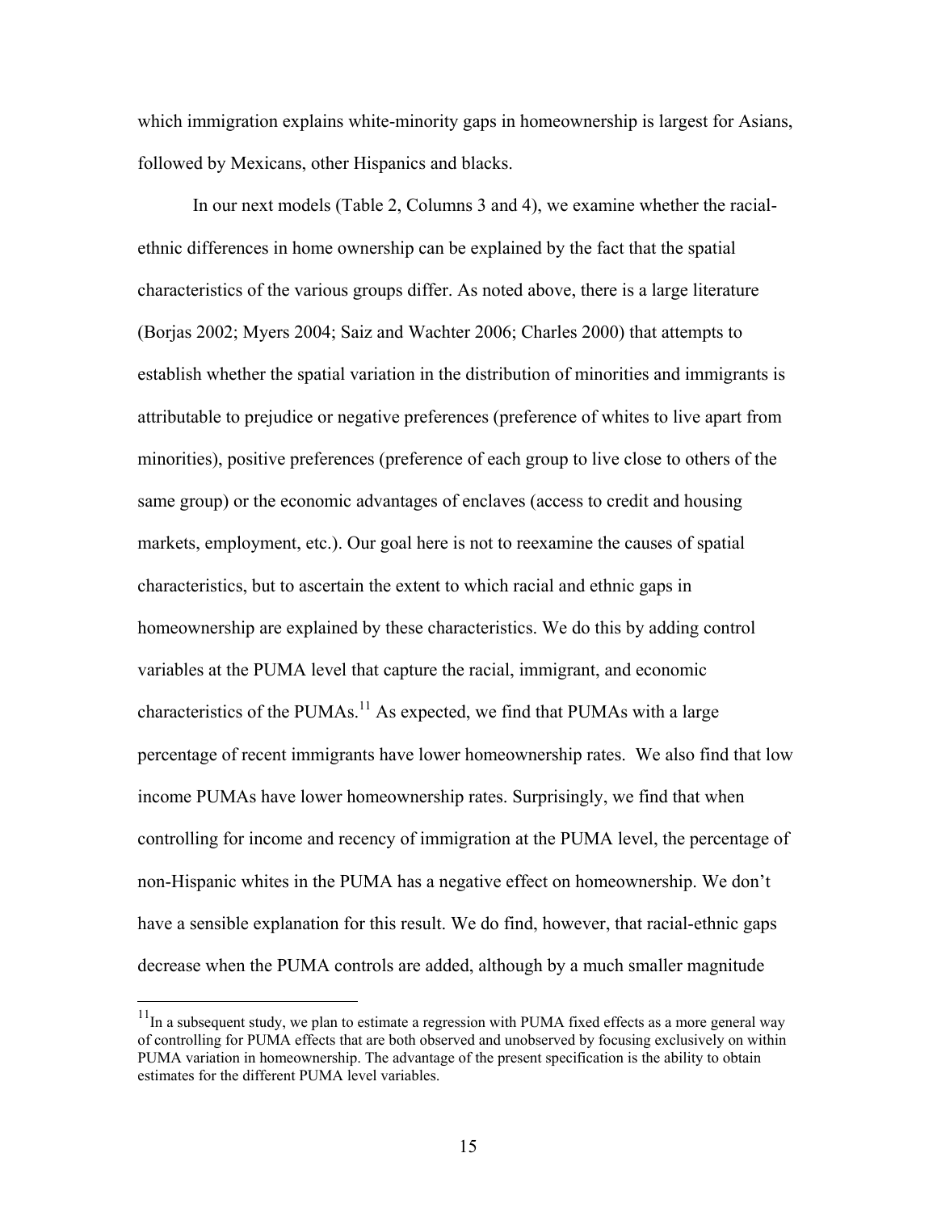which immigration explains white-minority gaps in homeownership is largest for Asians, followed by Mexicans, other Hispanics and blacks.

In our next models (Table 2, Columns 3 and 4), we examine whether the racial-ethnic differences in home ownership can be explained by the fact that the spatial characteristics of the various groups differ. As noted above, there is a large literature (Borjas 2002; Myers 2004; Saiz and Wachter 2006; Charles 2000) that attempts to establish whether the spatial variation in the distribution of minorities and immigrants is attributable to prejudice or negative preferences (preference of whites to live apart from minorities), positive preferences (preference of each group to live close to others of the same group) or the economic advantages of enclaves (access to credit and housing markets, employment, etc.). Our goal here is not to reexamine the causes of spatial characteristics, but to ascertain the extent to which racial and ethnic gaps in homeownership are explained by these characteristics. We do this by adding control variables at the PUMA level that capture the racial, immigrant, and economic characteristics of the PUMAs.[11] As expected, we find that PUMAs with a large percentage of recent immigrants have lower homeownership rates. We also find that low income PUMAs have lower homeownership rates. Surprisingly, we find that when controlling for income and recency of immigration at the PUMA level, the percentage of non-Hispanic whites in the PUMA has a negative effect on homeownership. We don't have a sensible explanation for this result. We do find, however, that racial-ethnic gaps decrease when the PUMA controls are added, although by a much smaller magnitude

[11] In a subsequent study, we plan to estimate a regression with PUMA fixed effects as a more general way of controlling for PUMA effects that are both observed and unobserved by focusing exclusively on within PUMA variation in homeownership. The advantage of the present specification is the ability to obtain estimates for the different PUMA level variables.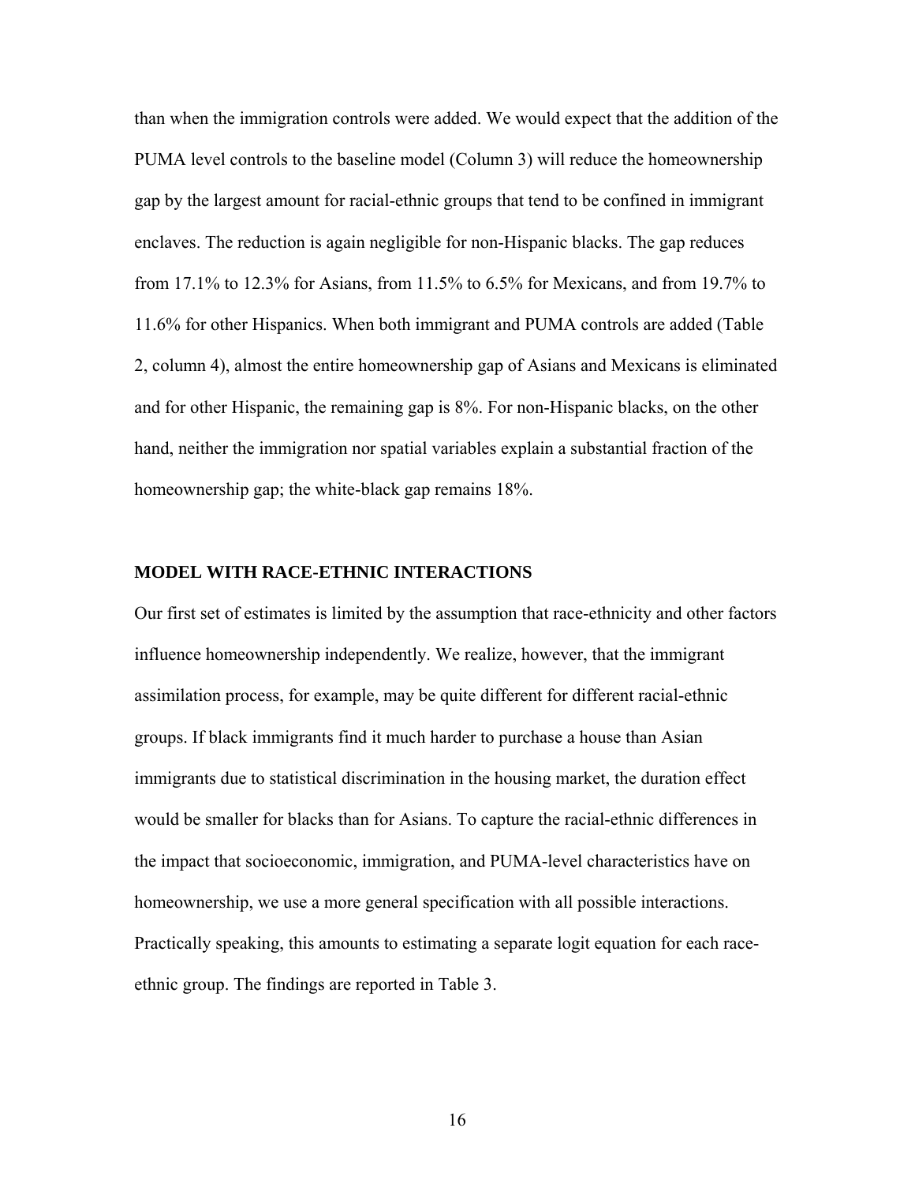than when the immigration controls were added. We would expect that the addition of the PUMA level controls to the baseline model (Column 3) will reduce the homeownership gap by the largest amount for racial-ethnic groups that tend to be confined in immigrant enclaves. The reduction is again negligible for non-Hispanic blacks. The gap reduces from 17.1% to 12.3% for Asians, from 11.5% to 6.5% for Mexicans, and from 19.7% to 11.6% for other Hispanics. When both immigrant and PUMA controls are added (Table 2, column 4), almost the entire homeownership gap of Asians and Mexicans is eliminated and for other Hispanic, the remaining gap is 8%. For non-Hispanic blacks, on the other hand, neither the immigration nor spatial variables explain a substantial fraction of the homeownership gap; the white-black gap remains 18%.

## MODEL WITH RACE-ETHNIC INTERACTIONS

Our first set of estimates is limited by the assumption that race-ethnicity and other factors influence homeownership independently. We realize, however, that the immigrant assimilation process, for example, may be quite different for different racial-ethnic groups. If black immigrants find it much harder to purchase a house than Asian immigrants due to statistical discrimination in the housing market, the duration effect would be smaller for blacks than for Asians. To capture the racial-ethnic differences in the impact that socioeconomic, immigration, and PUMA-level characteristics have on homeownership, we use a more general specification with all possible interactions. Practically speaking, this amounts to estimating a separate logit equation for each race-ethnic group. The findings are reported in Table 3.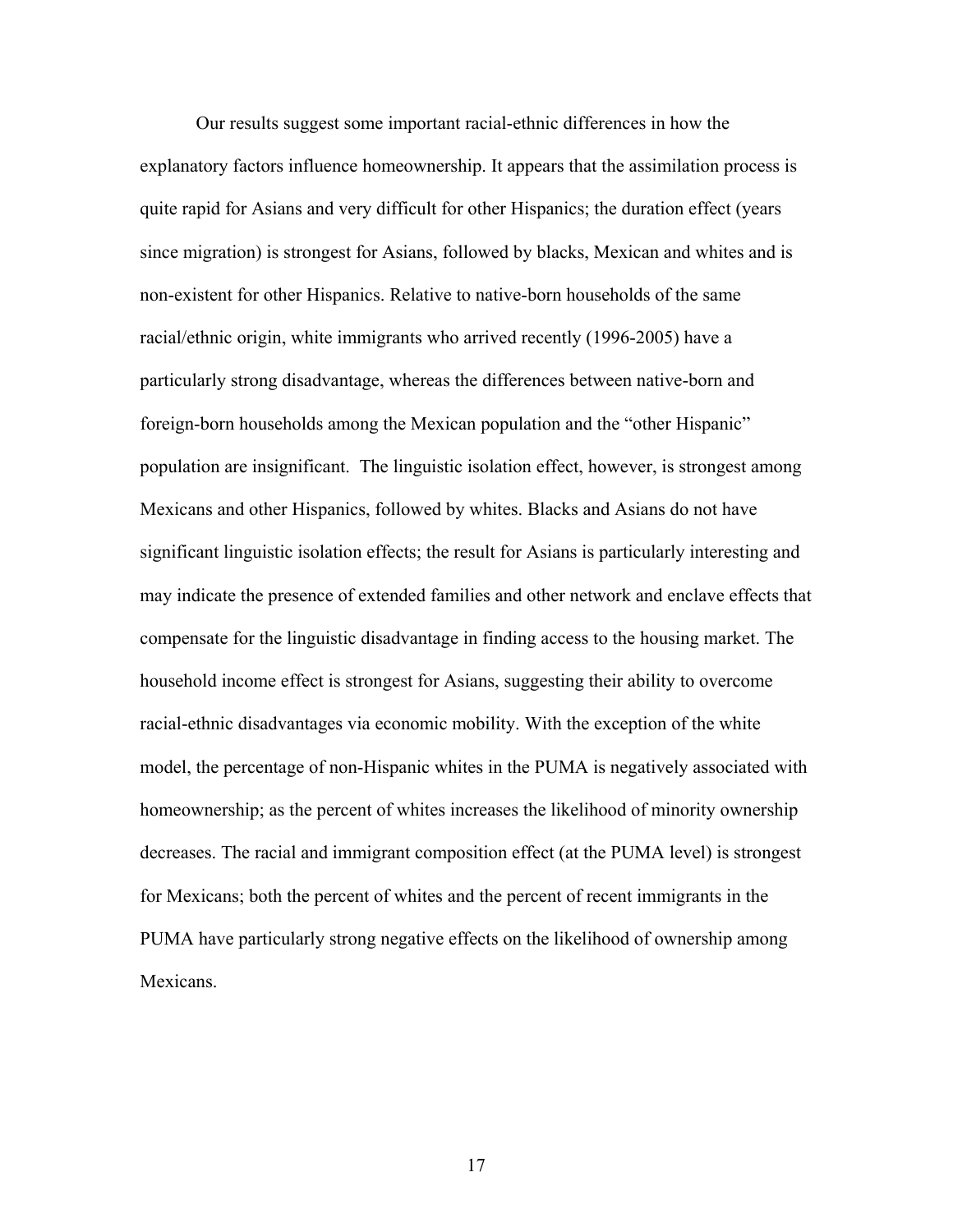Our results suggest some important racial-ethnic differences in how the explanatory factors influence homeownership. It appears that the assimilation process is quite rapid for Asians and very difficult for other Hispanics; the duration effect (years since migration) is strongest for Asians, followed by blacks, Mexican and whites and is non-existent for other Hispanics. Relative to native-born households of the same racial/ethnic origin, white immigrants who arrived recently (1996-2005) have a particularly strong disadvantage, whereas the differences between native-born and foreign-born households among the Mexican population and the "other Hispanic" population are insignificant. The linguistic isolation effect, however, is strongest among Mexicans and other Hispanics, followed by whites. Blacks and Asians do not have significant linguistic isolation effects; the result for Asians is particularly interesting and may indicate the presence of extended families and other network and enclave effects that compensate for the linguistic disadvantage in finding access to the housing market. The household income effect is strongest for Asians, suggesting their ability to overcome racial-ethnic disadvantages via economic mobility. With the exception of the white model, the percentage of non-Hispanic whites in the PUMA is negatively associated with homeownership; as the percent of whites increases the likelihood of minority ownership decreases. The racial and immigrant composition effect (at the PUMA level) is strongest for Mexicans; both the percent of whites and the percent of recent immigrants in the PUMA have particularly strong negative effects on the likelihood of ownership among Mexicans.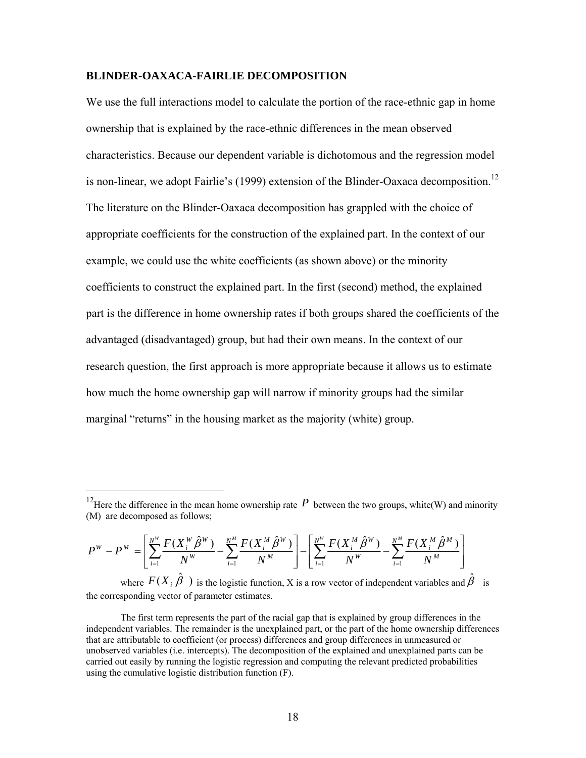**BLINDER-OAXACA-FAIRLIE DECOMPOSITION**

We use the full interactions model to calculate the portion of the race-ethnic gap in home ownership that is explained by the race-ethnic differences in the mean observed characteristics. Because our dependent variable is dichotomous and the regression model is non-linear, we adopt Fairlie's (1999) extension of the Blinder-Oaxaca decomposition.[12] The literature on the Blinder-Oaxaca decomposition has grappled with the choice of appropriate coefficients for the construction of the explained part. In the context of our example, we could use the white coefficients (as shown above) or the minority coefficients to construct the explained part. In the first (second) method, the explained part is the difference in home ownership rates if both groups shared the coefficients of the advantaged (disadvantaged) group, but had their own means. In the context of our research question, the first approach is more appropriate because it allows us to estimate how much the home ownership gap will narrow if minority groups had the similar marginal "returns" in the housing market as the majority (white) group.

---

[12] Here the difference in the mean home ownership rate $P$ between the two groups, white(W) and minority (M) are decomposed as follows;

$$P^W - P^M = \left[ \sum_{i=1}^{N^W} \frac{F(X_i^W \hat{\beta}^W)}{N^W} - \sum_{i=1}^{N^M} \frac{F(X_i^M \hat{\beta}^W)}{N^M} \right] - \left[ \sum_{i=1}^{N^W} \frac{F(X_i^M \hat{\beta}^W)}{N^W} - \sum_{i=1}^{N^M} \frac{F(X_i^M \hat{\beta}^M)}{N^M} \right]$$

where $F(X_i \hat{\beta})$ is the logistic function, X is a row vector of independent variables and $\hat{\beta}$ is the corresponding vector of parameter estimates.

The first term represents the part of the racial gap that is explained by group differences in the independent variables. The remainder is the unexplained part, or the part of the home ownership differences that are attributable to coefficient (or process) differences and group differences in unmeasured or unobserved variables (i.e. intercepts). The decomposition of the explained and unexplained parts can be carried out easily by running the logistic regression and computing the relevant predicted probabilities using the cumulative logistic distribution function (F).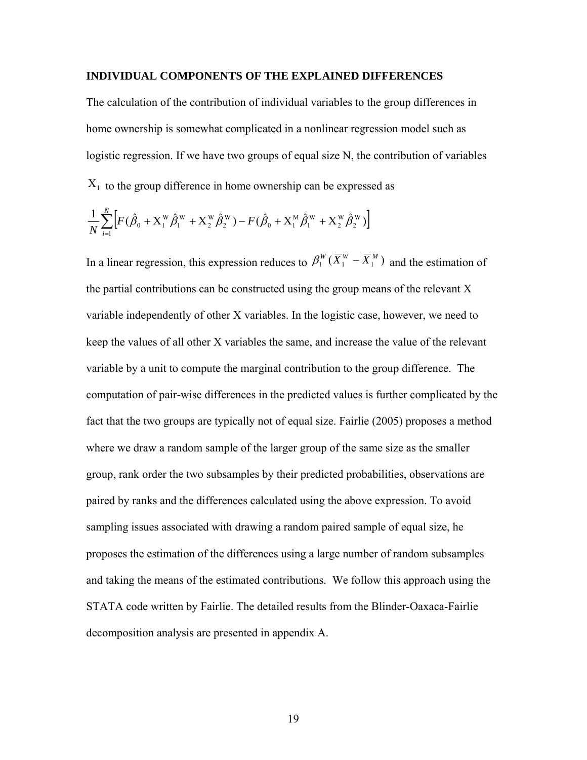**INDIVIDUAL COMPONENTS OF THE EXPLAINED DIFFERENCES**

The calculation of the contribution of individual variables to the group differences in home ownership is somewhat complicated in a nonlinear regression model such as logistic regression. If we have two groups of equal size N, the contribution of variables $X_1$ to the group difference in home ownership can be expressed as

$$\frac{1}{N}\sum_{i=1}^{N}\left[F(\hat{\beta}_0 + X_1^W \hat{\beta}_1^W + X_2^W \hat{\beta}_2^W) - F(\hat{\beta}_0 + X_1^M \hat{\beta}_1^W + X_2^W \hat{\beta}_2^W)\right]$$

In a linear regression, this expression reduces to $\beta_1^W(\overline{X}_1^W - \overline{X}_1^M)$ and the estimation of the partial contributions can be constructed using the group means of the relevant X variable independently of other X variables. In the logistic case, however, we need to keep the values of all other X variables the same, and increase the value of the relevant variable by a unit to compute the marginal contribution to the group difference. The computation of pair-wise differences in the predicted values is further complicated by the fact that the two groups are typically not of equal size. Fairlie (2005) proposes a method where we draw a random sample of the larger group of the same size as the smaller group, rank order the two subsamples by their predicted probabilities, observations are paired by ranks and the differences calculated using the above expression. To avoid sampling issues associated with drawing a random paired sample of equal size, he proposes the estimation of the differences using a large number of random subsamples and taking the means of the estimated contributions. We follow this approach using the STATA code written by Fairlie. The detailed results from the Blinder-Oaxaca-Fairlie decomposition analysis are presented in appendix A.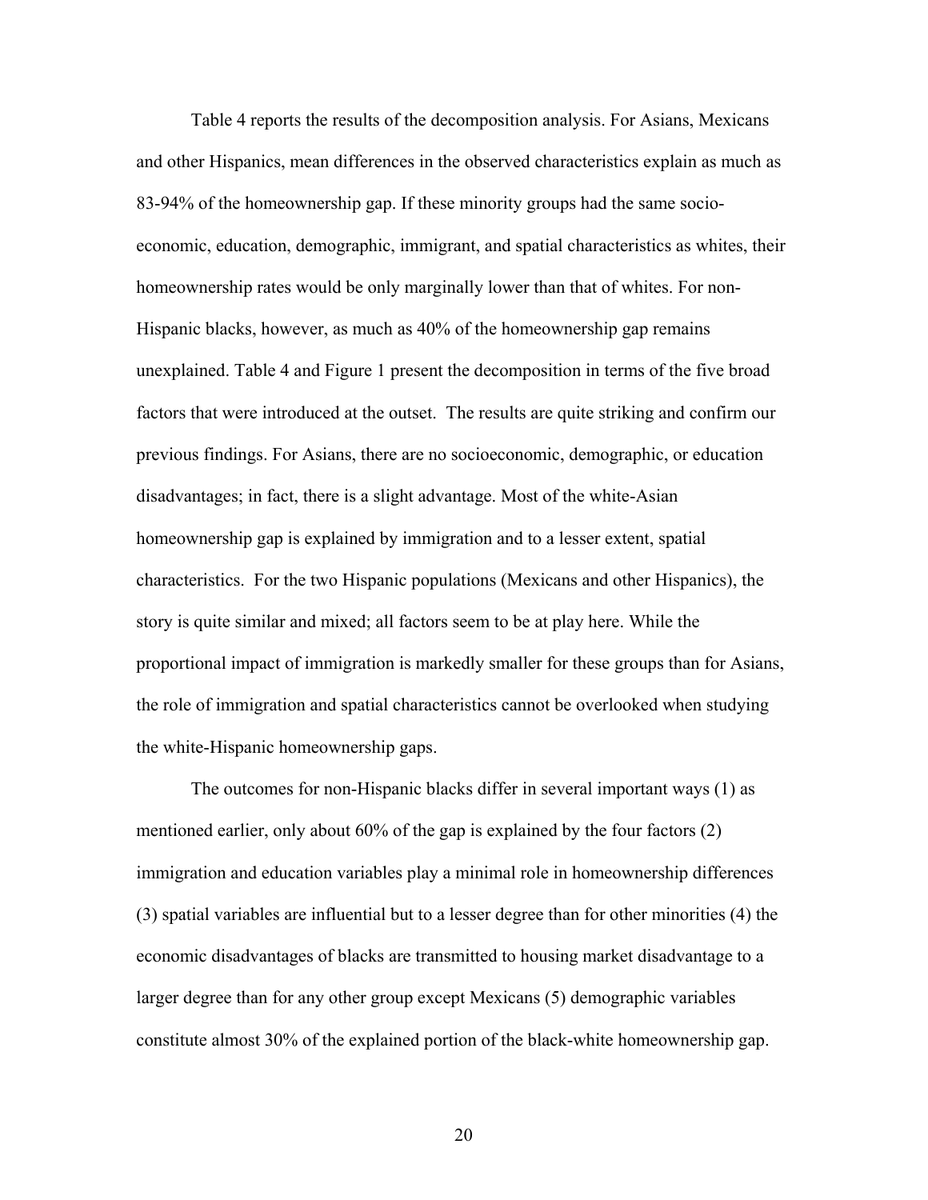Table 4 reports the results of the decomposition analysis. For Asians, Mexicans and other Hispanics, mean differences in the observed characteristics explain as much as 83-94% of the homeownership gap. If these minority groups had the same socio-economic, education, demographic, immigrant, and spatial characteristics as whites, their homeownership rates would be only marginally lower than that of whites. For non-Hispanic blacks, however, as much as 40% of the homeownership gap remains unexplained. Table 4 and Figure 1 present the decomposition in terms of the five broad factors that were introduced at the outset. The results are quite striking and confirm our previous findings. For Asians, there are no socioeconomic, demographic, or education disadvantages; in fact, there is a slight advantage. Most of the white-Asian homeownership gap is explained by immigration and to a lesser extent, spatial characteristics. For the two Hispanic populations (Mexicans and other Hispanics), the story is quite similar and mixed; all factors seem to be at play here. While the proportional impact of immigration is markedly smaller for these groups than for Asians, the role of immigration and spatial characteristics cannot be overlooked when studying the white-Hispanic homeownership gaps.

The outcomes for non-Hispanic blacks differ in several important ways (1) as mentioned earlier, only about 60% of the gap is explained by the four factors (2) immigration and education variables play a minimal role in homeownership differences (3) spatial variables are influential but to a lesser degree than for other minorities (4) the economic disadvantages of blacks are transmitted to housing market disadvantage to a larger degree than for any other group except Mexicans (5) demographic variables constitute almost 30% of the explained portion of the black-white homeownership gap.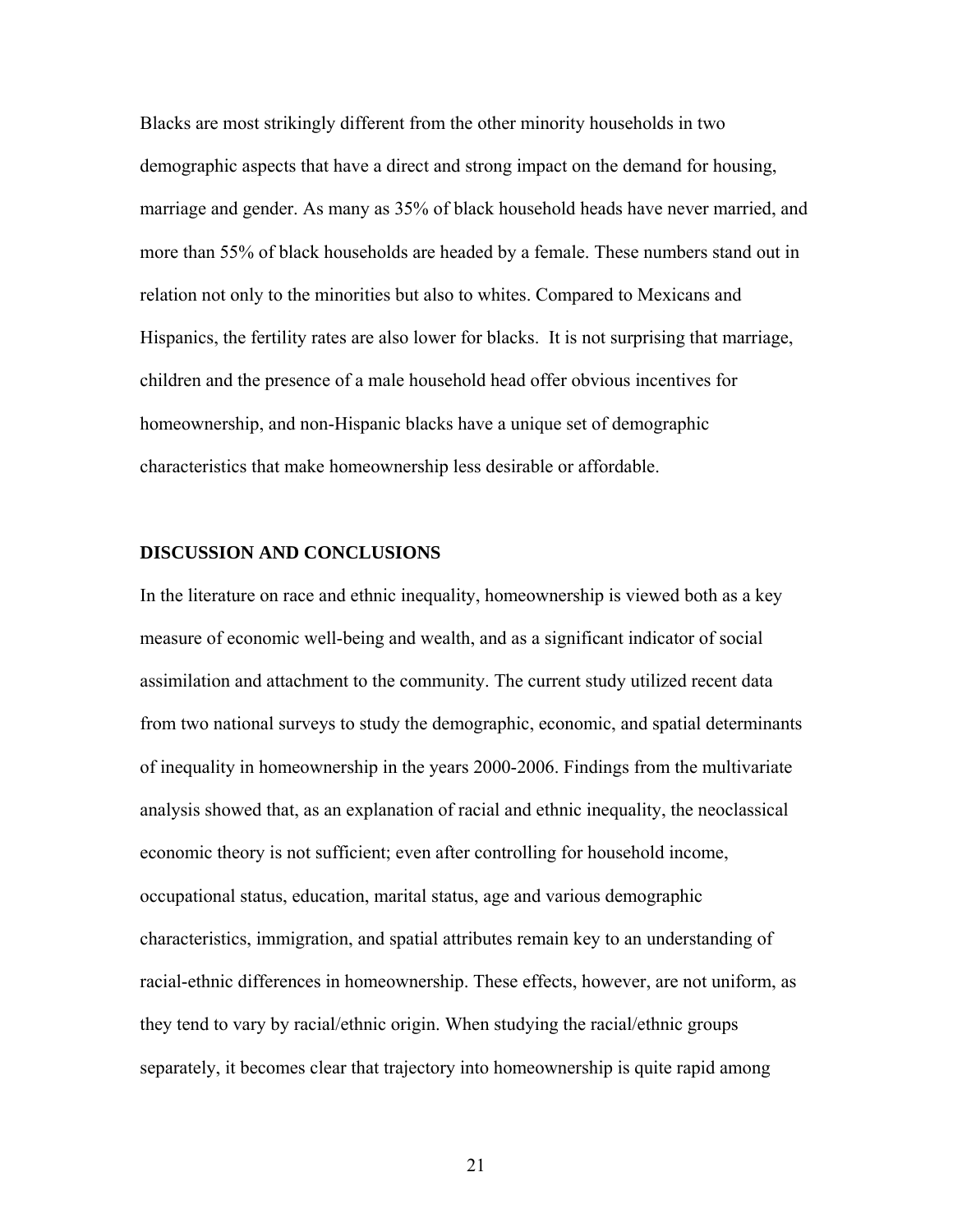Blacks are most strikingly different from the other minority households in two demographic aspects that have a direct and strong impact on the demand for housing, marriage and gender. As many as 35% of black household heads have never married, and more than 55% of black households are headed by a female. These numbers stand out in relation not only to the minorities but also to whites. Compared to Mexicans and Hispanics, the fertility rates are also lower for blacks. It is not surprising that marriage, children and the presence of a male household head offer obvious incentives for homeownership, and non-Hispanic blacks have a unique set of demographic characteristics that make homeownership less desirable or affordable.

## DISCUSSION AND CONCLUSIONS

In the literature on race and ethnic inequality, homeownership is viewed both as a key measure of economic well-being and wealth, and as a significant indicator of social assimilation and attachment to the community. The current study utilized recent data from two national surveys to study the demographic, economic, and spatial determinants of inequality in homeownership in the years 2000-2006. Findings from the multivariate analysis showed that, as an explanation of racial and ethnic inequality, the neoclassical economic theory is not sufficient; even after controlling for household income, occupational status, education, marital status, age and various demographic characteristics, immigration, and spatial attributes remain key to an understanding of racial-ethnic differences in homeownership. These effects, however, are not uniform, as they tend to vary by racial/ethnic origin. When studying the racial/ethnic groups separately, it becomes clear that trajectory into homeownership is quite rapid among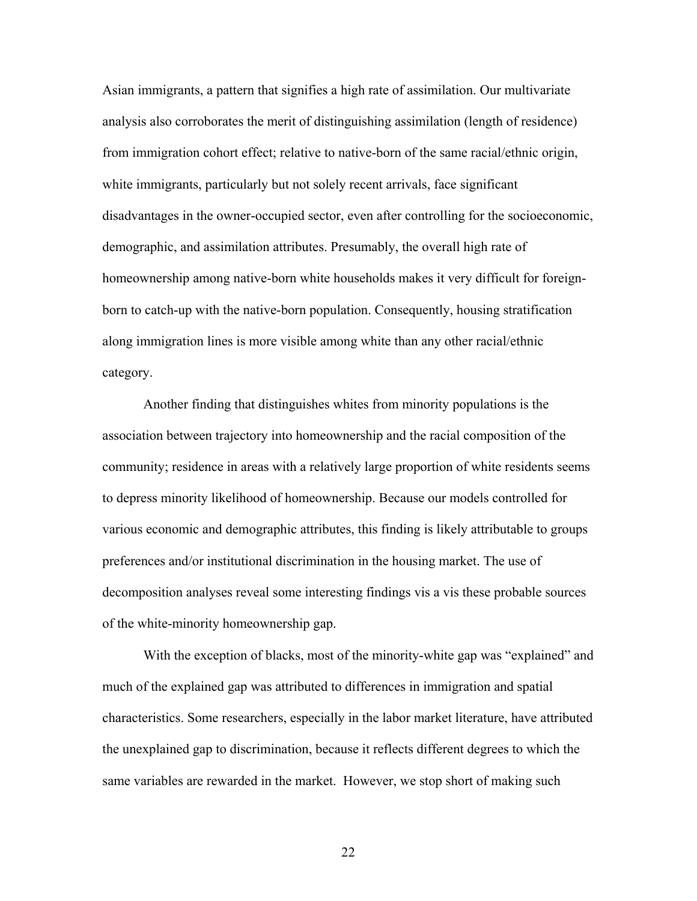Asian immigrants, a pattern that signifies a high rate of assimilation. Our multivariate analysis also corroborates the merit of distinguishing assimilation (length of residence) from immigration cohort effect; relative to native-born of the same racial/ethnic origin, white immigrants, particularly but not solely recent arrivals, face significant disadvantages in the owner-occupied sector, even after controlling for the socioeconomic, demographic, and assimilation attributes. Presumably, the overall high rate of homeownership among native-born white households makes it very difficult for foreign-born to catch-up with the native-born population. Consequently, housing stratification along immigration lines is more visible among white than any other racial/ethnic category.

Another finding that distinguishes whites from minority populations is the association between trajectory into homeownership and the racial composition of the community; residence in areas with a relatively large proportion of white residents seems to depress minority likelihood of homeownership. Because our models controlled for various economic and demographic attributes, this finding is likely attributable to groups preferences and/or institutional discrimination in the housing market. The use of decomposition analyses reveal some interesting findings vis a vis these probable sources of the white-minority homeownership gap.

With the exception of blacks, most of the minority-white gap was "explained" and much of the explained gap was attributed to differences in immigration and spatial characteristics. Some researchers, especially in the labor market literature, have attributed the unexplained gap to discrimination, because it reflects different degrees to which the same variables are rewarded in the market. However, we stop short of making such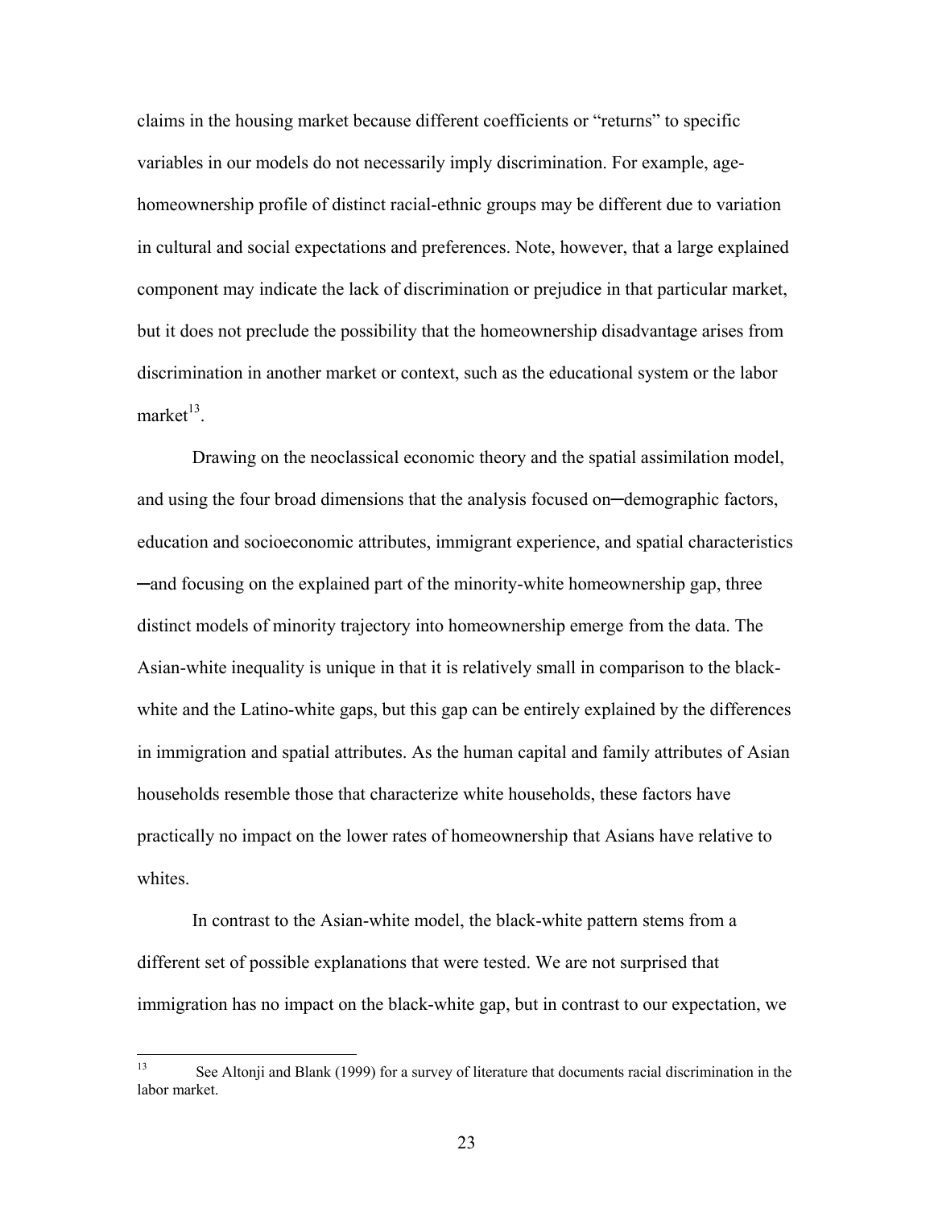claims in the housing market because different coefficients or "returns" to specific variables in our models do not necessarily imply discrimination. For example, age-homeownership profile of distinct racial-ethnic groups may be different due to variation in cultural and social expectations and preferences. Note, however, that a large explained component may indicate the lack of discrimination or prejudice in that particular market, but it does not preclude the possibility that the homeownership disadvantage arises from discrimination in another market or context, such as the educational system or the labor market[13].

Drawing on the neoclassical economic theory and the spatial assimilation model, and using the four broad dimensions that the analysis focused on─demographic factors, education and socioeconomic attributes, immigrant experience, and spatial characteristics ─and focusing on the explained part of the minority-white homeownership gap, three distinct models of minority trajectory into homeownership emerge from the data. The Asian-white inequality is unique in that it is relatively small in comparison to the black-white and the Latino-white gaps, but this gap can be entirely explained by the differences in immigration and spatial attributes. As the human capital and family attributes of Asian households resemble those that characterize white households, these factors have practically no impact on the lower rates of homeownership that Asians have relative to whites.

In contrast to the Asian-white model, the black-white pattern stems from a different set of possible explanations that were tested. We are not surprised that immigration has no impact on the black-white gap, but in contrast to our expectation, we

---

[13] See Altonji and Blank (1999) for a survey of literature that documents racial discrimination in the labor market.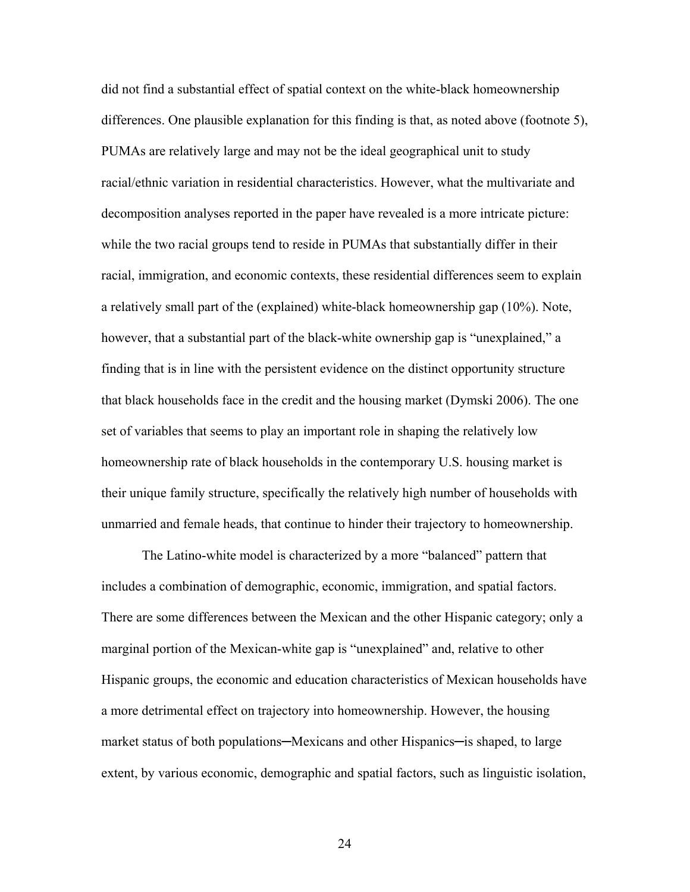did not find a substantial effect of spatial context on the white-black homeownership differences. One plausible explanation for this finding is that, as noted above (footnote 5), PUMAs are relatively large and may not be the ideal geographical unit to study racial/ethnic variation in residential characteristics. However, what the multivariate and decomposition analyses reported in the paper have revealed is a more intricate picture: while the two racial groups tend to reside in PUMAs that substantially differ in their racial, immigration, and economic contexts, these residential differences seem to explain a relatively small part of the (explained) white-black homeownership gap (10%). Note, however, that a substantial part of the black-white ownership gap is "unexplained," a finding that is in line with the persistent evidence on the distinct opportunity structure that black households face in the credit and the housing market (Dymski 2006). The one set of variables that seems to play an important role in shaping the relatively low homeownership rate of black households in the contemporary U.S. housing market is their unique family structure, specifically the relatively high number of households with unmarried and female heads, that continue to hinder their trajectory to homeownership.

The Latino-white model is characterized by a more "balanced" pattern that includes a combination of demographic, economic, immigration, and spatial factors. There are some differences between the Mexican and the other Hispanic category; only a marginal portion of the Mexican-white gap is "unexplained" and, relative to other Hispanic groups, the economic and education characteristics of Mexican households have a more detrimental effect on trajectory into homeownership. However, the housing market status of both populations─Mexicans and other Hispanics─is shaped, to large extent, by various economic, demographic and spatial factors, such as linguistic isolation,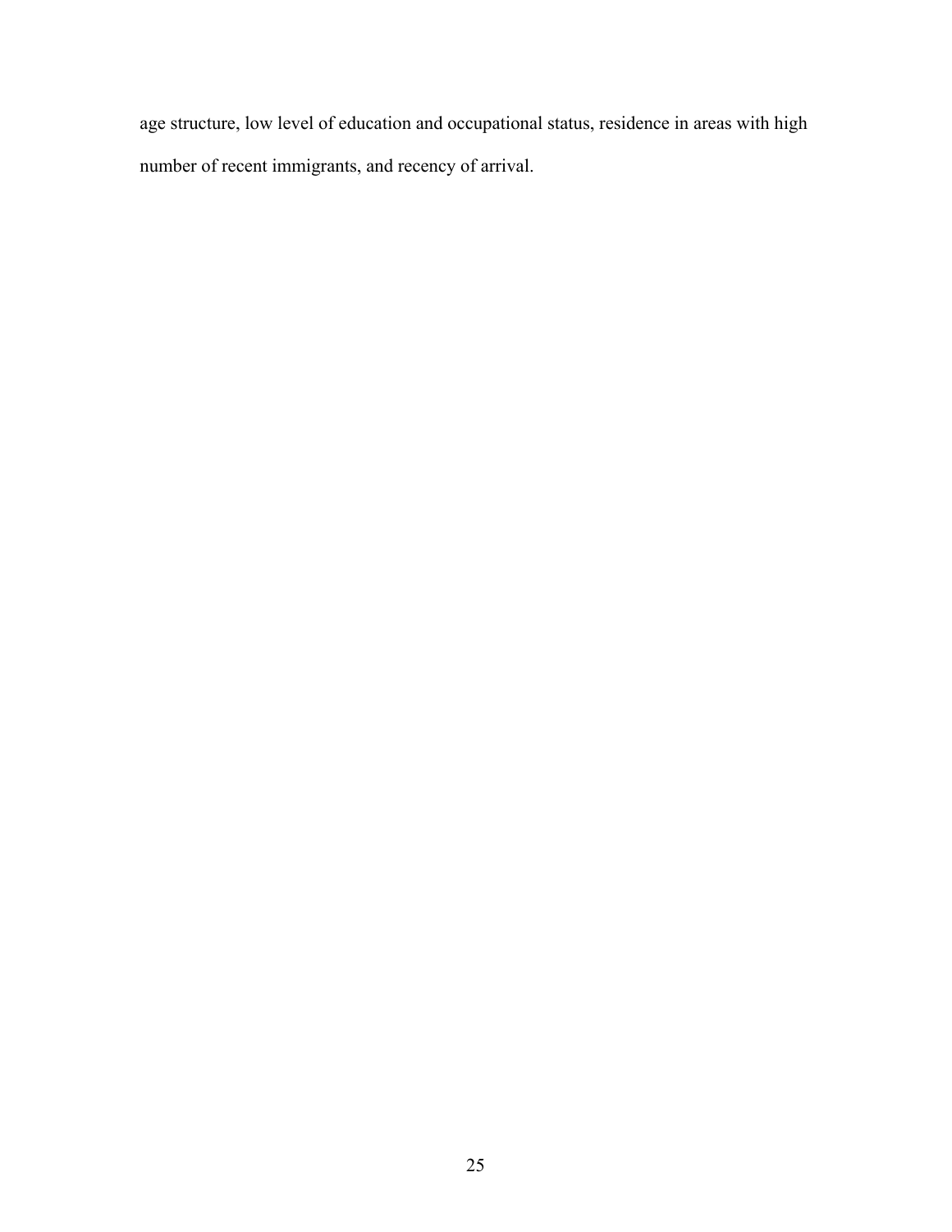age structure, low level of education and occupational status, residence in areas with high number of recent immigrants, and recency of arrival.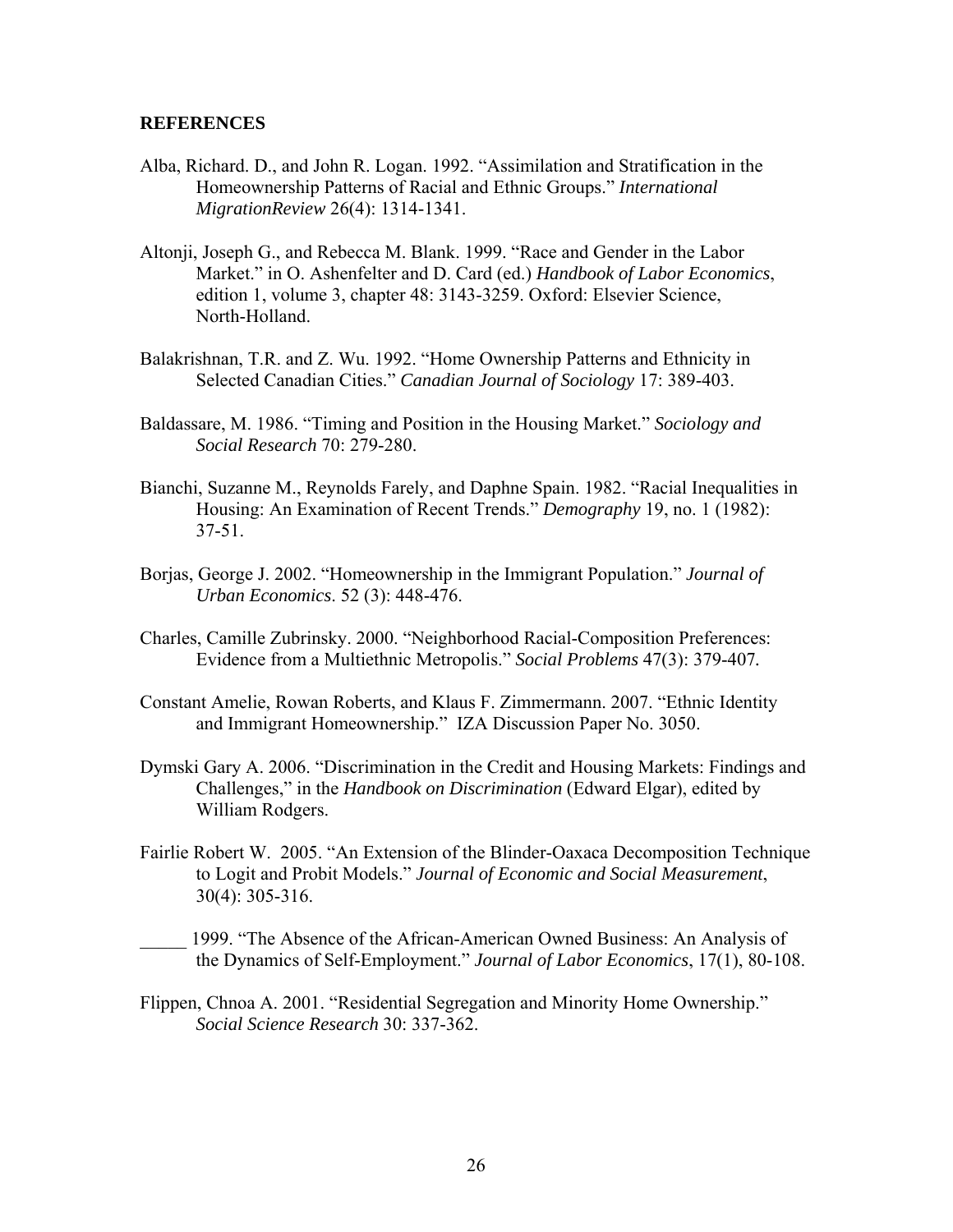**REFERENCES**

Alba, Richard. D., and John R. Logan. 1992. "Assimilation and Stratification in the Homeownership Patterns of Racial and Ethnic Groups." *International MigrationReview* 26(4): 1314-1341.

Altonji, Joseph G., and Rebecca M. Blank. 1999. "Race and Gender in the Labor Market." in O. Ashenfelter and D. Card (ed.) *Handbook of Labor Economics*, edition 1, volume 3, chapter 48: 3143-3259. Oxford: Elsevier Science, North-Holland.

Balakrishnan, T.R. and Z. Wu. 1992. "Home Ownership Patterns and Ethnicity in Selected Canadian Cities." *Canadian Journal of Sociology* 17: 389-403.

Baldassare, M. 1986. "Timing and Position in the Housing Market." *Sociology and Social Research* 70: 279-280.

Bianchi, Suzanne M., Reynolds Farely, and Daphne Spain. 1982. "Racial Inequalities in Housing: An Examination of Recent Trends." *Demography* 19, no. 1 (1982): 37-51.

Borjas, George J. 2002. "Homeownership in the Immigrant Population." *Journal of Urban Economics*. 52 (3): 448-476.

Charles, Camille Zubrinsky. 2000. "Neighborhood Racial-Composition Preferences: Evidence from a Multiethnic Metropolis." *Social Problems* 47(3): 379-407.

Constant Amelie, Rowan Roberts, and Klaus F. Zimmermann. 2007. "Ethnic Identity and Immigrant Homeownership." IZA Discussion Paper No. 3050.

Dymski Gary A. 2006. "Discrimination in the Credit and Housing Markets: Findings and Challenges," in the *Handbook on Discrimination* (Edward Elgar), edited by William Rodgers.

Fairlie Robert W. 2005. "An Extension of the Blinder-Oaxaca Decomposition Technique to Logit and Probit Models." *Journal of Economic and Social Measurement*, 30(4): 305-316.

_____ 1999. "The Absence of the African-American Owned Business: An Analysis of the Dynamics of Self-Employment." *Journal of Labor Economics*, 17(1), 80-108.

Flippen, Chnoa A. 2001. "Residential Segregation and Minority Home Ownership." *Social Science Research* 30: 337-362.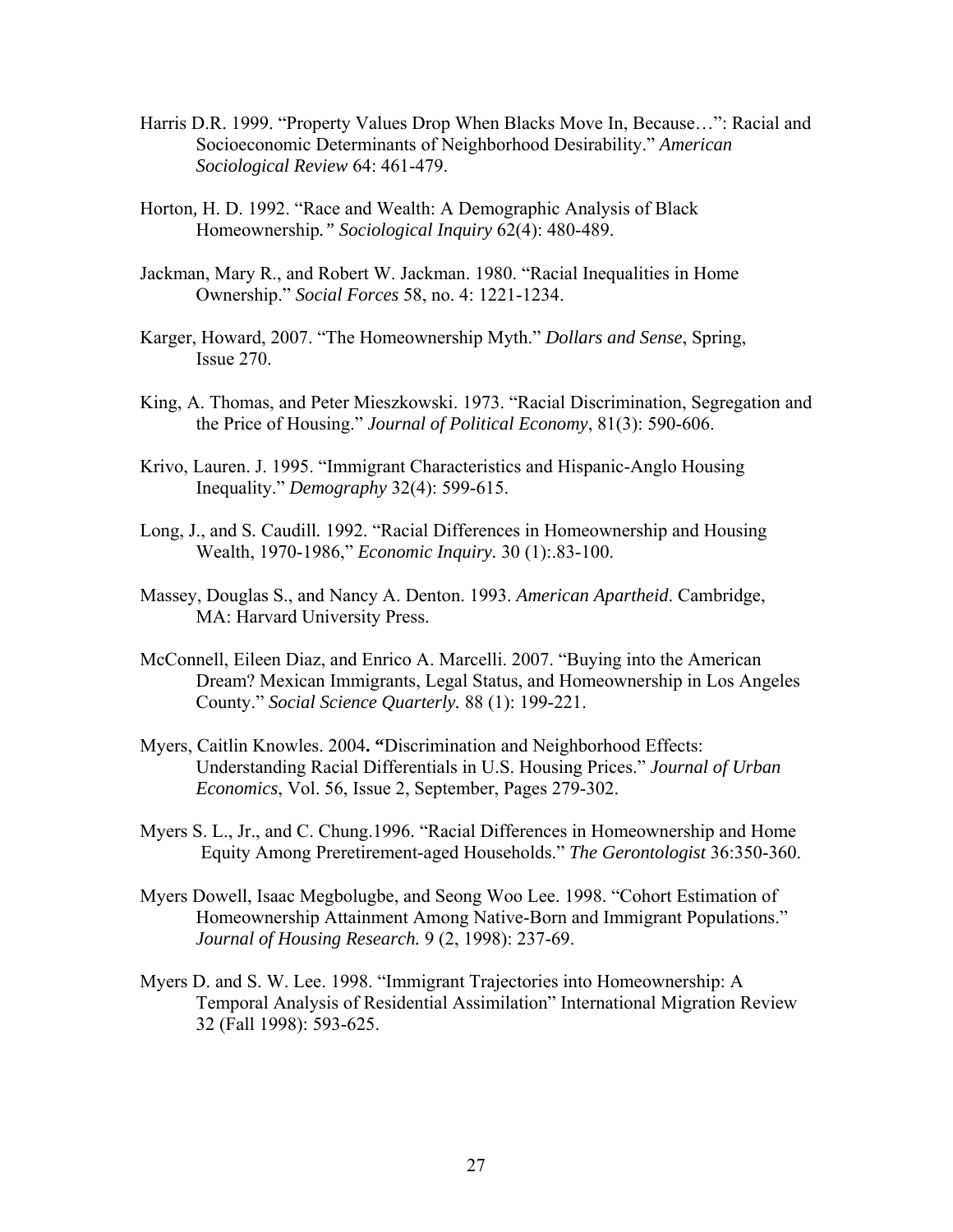Harris D.R. 1999. "Property Values Drop When Blacks Move In, Because…": Racial and Socioeconomic Determinants of Neighborhood Desirability." *American Sociological Review* 64: 461-479.

Horton, H. D. 1992. "Race and Wealth: A Demographic Analysis of Black Homeownership*." Sociological Inquiry* 62(4): 480-489.

Jackman, Mary R., and Robert W. Jackman. 1980. "Racial Inequalities in Home Ownership." *Social Forces* 58, no. 4: 1221-1234.

Karger, Howard, 2007. "The Homeownership Myth." *Dollars and Sense*, Spring, Issue 270.

King, A. Thomas, and Peter Mieszkowski. 1973. "Racial Discrimination, Segregation and the Price of Housing." *Journal of Political Economy*, 81(3): 590-606.

Krivo, Lauren. J. 1995. "Immigrant Characteristics and Hispanic-Anglo Housing Inequality." *Demography* 32(4): 599-615.

Long, J., and S. Caudill. 1992. "Racial Differences in Homeownership and Housing Wealth, 1970-1986," *Economic Inquiry.* 30 (1):.83-100.

Massey, Douglas S., and Nancy A. Denton. 1993. *American Apartheid*. Cambridge, MA: Harvard University Press.

McConnell, Eileen Diaz, and Enrico A. Marcelli. 2007. "Buying into the American Dream? Mexican Immigrants, Legal Status, and Homeownership in Los Angeles County." *Social Science Quarterly.* 88 (1): 199-221.

Myers, Caitlin Knowles. 2004**. "**Discrimination and Neighborhood Effects: Understanding Racial Differentials in U.S. Housing Prices." *Journal of Urban Economics*, Vol. 56, Issue 2, September, Pages 279-302.

Myers S. L., Jr., and C. Chung.1996. "Racial Differences in Homeownership and Home Equity Among Preretirement-aged Households." *The Gerontologist* 36:350-360.

Myers Dowell, Isaac Megbolugbe, and Seong Woo Lee. 1998. "Cohort Estimation of Homeownership Attainment Among Native-Born and Immigrant Populations." *Journal of Housing Research.* 9 (2, 1998): 237-69.

Myers D. and S. W. Lee. 1998. "Immigrant Trajectories into Homeownership: A Temporal Analysis of Residential Assimilation" International Migration Review 32 (Fall 1998): 593-625.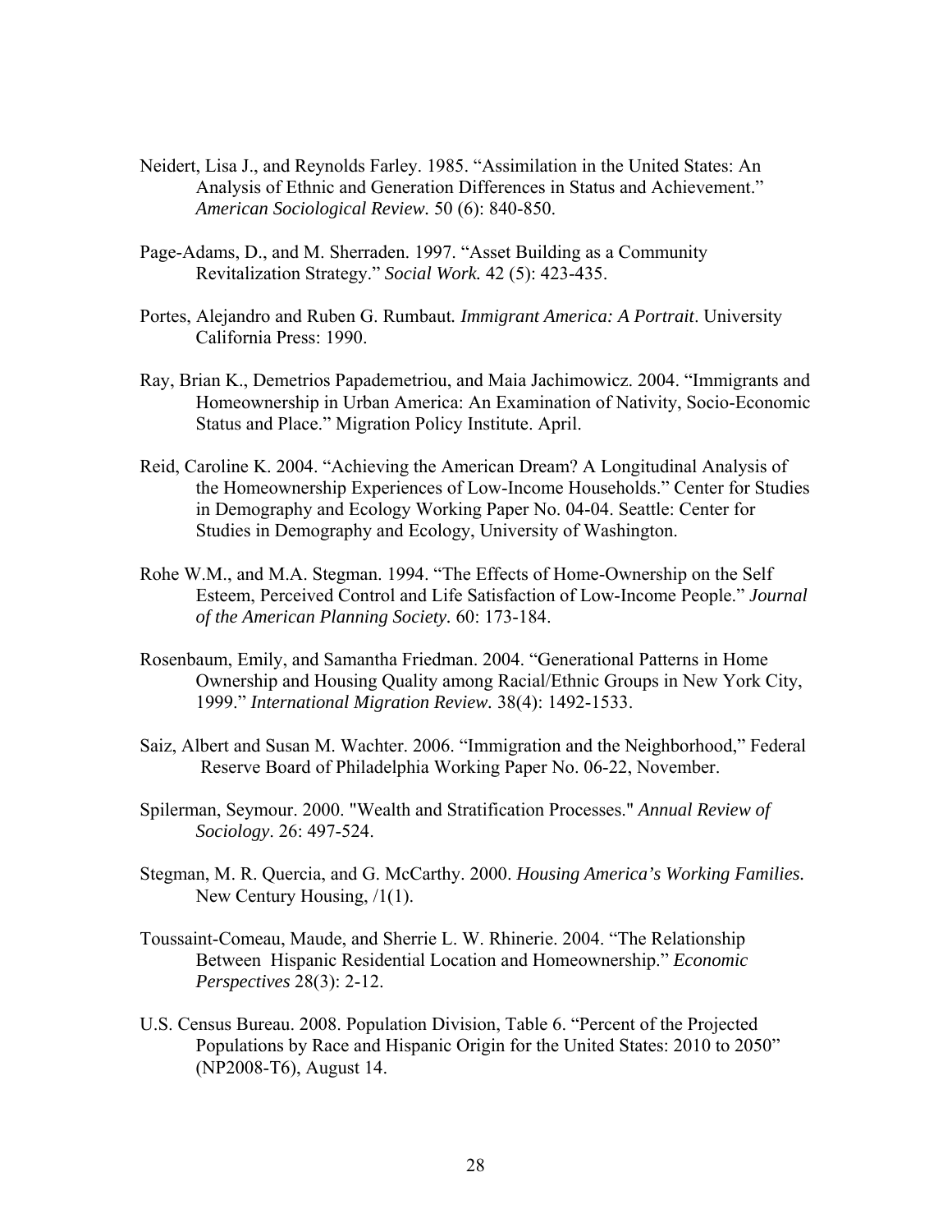Neidert, Lisa J., and Reynolds Farley. 1985. "Assimilation in the United States: An Analysis of Ethnic and Generation Differences in Status and Achievement." *American Sociological Review.* 50 (6): 840-850.

Page-Adams, D., and M. Sherraden. 1997. "Asset Building as a Community Revitalization Strategy." *Social Work.* 42 (5): 423-435.

Portes, Alejandro and Ruben G. Rumbaut*. Immigrant America: A Portrait*. University California Press: 1990.

Ray, Brian K., Demetrios Papademetriou, and Maia Jachimowicz. 2004. "Immigrants and Homeownership in Urban America: An Examination of Nativity, Socio-Economic Status and Place." Migration Policy Institute. April.

Reid, Caroline K. 2004. "Achieving the American Dream? A Longitudinal Analysis of the Homeownership Experiences of Low-Income Households." Center for Studies in Demography and Ecology Working Paper No. 04-04. Seattle: Center for Studies in Demography and Ecology, University of Washington.

Rohe W.M., and M.A. Stegman. 1994. "The Effects of Home-Ownership on the Self Esteem, Perceived Control and Life Satisfaction of Low-Income People." *Journal of the American Planning Society.* 60: 173-184.

Rosenbaum, Emily, and Samantha Friedman. 2004. "Generational Patterns in Home Ownership and Housing Quality among Racial/Ethnic Groups in New York City, 1999." *International Migration Review.* 38(4): 1492-1533.

Saiz, Albert and Susan M. Wachter. 2006. "Immigration and the Neighborhood," Federal Reserve Board of Philadelphia Working Paper No. 06-22, November.

Spilerman, Seymour. 2000. "Wealth and Stratification Processes." *Annual Review of Sociology*. 26: 497-524.

Stegman, M. R. Quercia, and G. McCarthy. 2000. *Housing America's Working Families.* New Century Housing, /1(1).

Toussaint-Comeau, Maude, and Sherrie L. W. Rhinerie. 2004. "The Relationship Between Hispanic Residential Location and Homeownership." *Economic Perspectives* 28(3): 2-12.

U.S. Census Bureau. 2008. Population Division, Table 6. "Percent of the Projected Populations by Race and Hispanic Origin for the United States: 2010 to 2050" (NP2008-T6), August 14.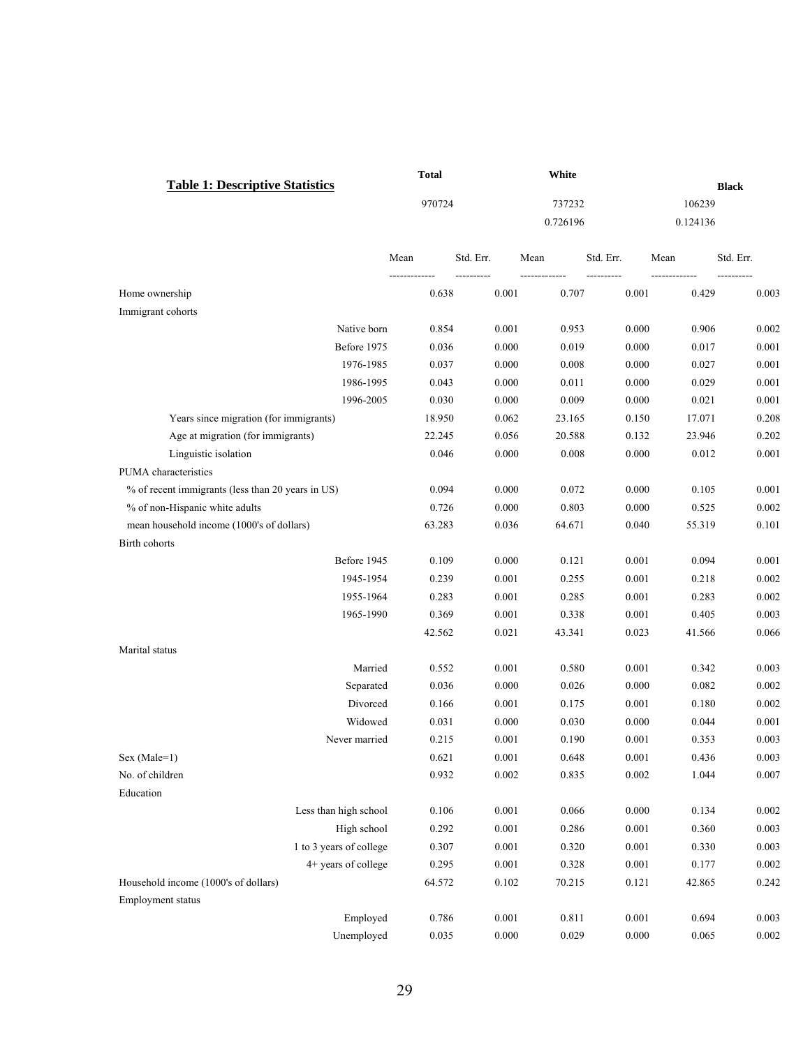## Table 1: Descriptive Statistics

| | Total | | White | | Black | |
|---|---|---|---|---|---|---|
| | 970724 | | 737232 | | 106239 | |
| | | | 0.726196 | | 0.124136 | |
| | Mean | Std. Err. | Mean | Std. Err. | Mean | Std. Err. |
| Home ownership | 0.638 | 0.001 | 0.707 | 0.001 | 0.429 | 0.003 |
| Immigrant cohorts | | | | | | |
| Native born | 0.854 | 0.001 | 0.953 | 0.000 | 0.906 | 0.002 |
| Before 1975 | 0.036 | 0.000 | 0.019 | 0.000 | 0.017 | 0.001 |
| 1976-1985 | 0.037 | 0.000 | 0.008 | 0.000 | 0.027 | 0.001 |
| 1986-1995 | 0.043 | 0.000 | 0.011 | 0.000 | 0.029 | 0.001 |
| 1996-2005 | 0.030 | 0.000 | 0.009 | 0.000 | 0.021 | 0.001 |
| Years since migration (for immigrants) | 18.950 | 0.062 | 23.165 | 0.150 | 17.071 | 0.208 |
| Age at migration (for immigrants) | 22.245 | 0.056 | 20.588 | 0.132 | 23.946 | 0.202 |
| Linguistic isolation | 0.046 | 0.000 | 0.008 | 0.000 | 0.012 | 0.001 |
| PUMA characteristics | | | | | | |
| % of recent immigrants (less than 20 years in US) | 0.094 | 0.000 | 0.072 | 0.000 | 0.105 | 0.001 |
| % of non-Hispanic white adults | 0.726 | 0.000 | 0.803 | 0.000 | 0.525 | 0.002 |
| mean household income (1000's of dollars) | 63.283 | 0.036 | 64.671 | 0.040 | 55.319 | 0.101 |
| Birth cohorts | | | | | | |
| Before 1945 | 0.109 | 0.000 | 0.121 | 0.001 | 0.094 | 0.001 |
| 1945-1954 | 0.239 | 0.001 | 0.255 | 0.001 | 0.218 | 0.002 |
| 1955-1964 | 0.283 | 0.001 | 0.285 | 0.001 | 0.283 | 0.002 |
| 1965-1990 | 0.369 | 0.001 | 0.338 | 0.001 | 0.405 | 0.003 |
| | 42.562 | 0.021 | 43.341 | 0.023 | 41.566 | 0.066 |
| Marital status | | | | | | |
| Married | 0.552 | 0.001 | 0.580 | 0.001 | 0.342 | 0.003 |
| Separated | 0.036 | 0.000 | 0.026 | 0.000 | 0.082 | 0.002 |
| Divorced | 0.166 | 0.001 | 0.175 | 0.001 | 0.180 | 0.002 |
| Widowed | 0.031 | 0.000 | 0.030 | 0.000 | 0.044 | 0.001 |
| Never married | 0.215 | 0.001 | 0.190 | 0.001 | 0.353 | 0.003 |
| Sex (Male=1) | 0.621 | 0.001 | 0.648 | 0.001 | 0.436 | 0.003 |
| No. of children | 0.932 | 0.002 | 0.835 | 0.002 | 1.044 | 0.007 |
| Education | | | | | | |
| Less than high school | 0.106 | 0.001 | 0.066 | 0.000 | 0.134 | 0.002 |
| High school | 0.292 | 0.001 | 0.286 | 0.001 | 0.360 | 0.003 |
| 1 to 3 years of college | 0.307 | 0.001 | 0.320 | 0.001 | 0.330 | 0.003 |
| 4+ years of college | 0.295 | 0.001 | 0.328 | 0.001 | 0.177 | 0.002 |
| Household income (1000's of dollars) | 64.572 | 0.102 | 70.215 | 0.121 | 42.865 | 0.242 |
| Employment status | | | | | | |
| Employed | 0.786 | 0.001 | 0.811 | 0.001 | 0.694 | 0.003 |
| Unemployed | 0.035 | 0.000 | 0.029 | 0.000 | 0.065 | 0.002 |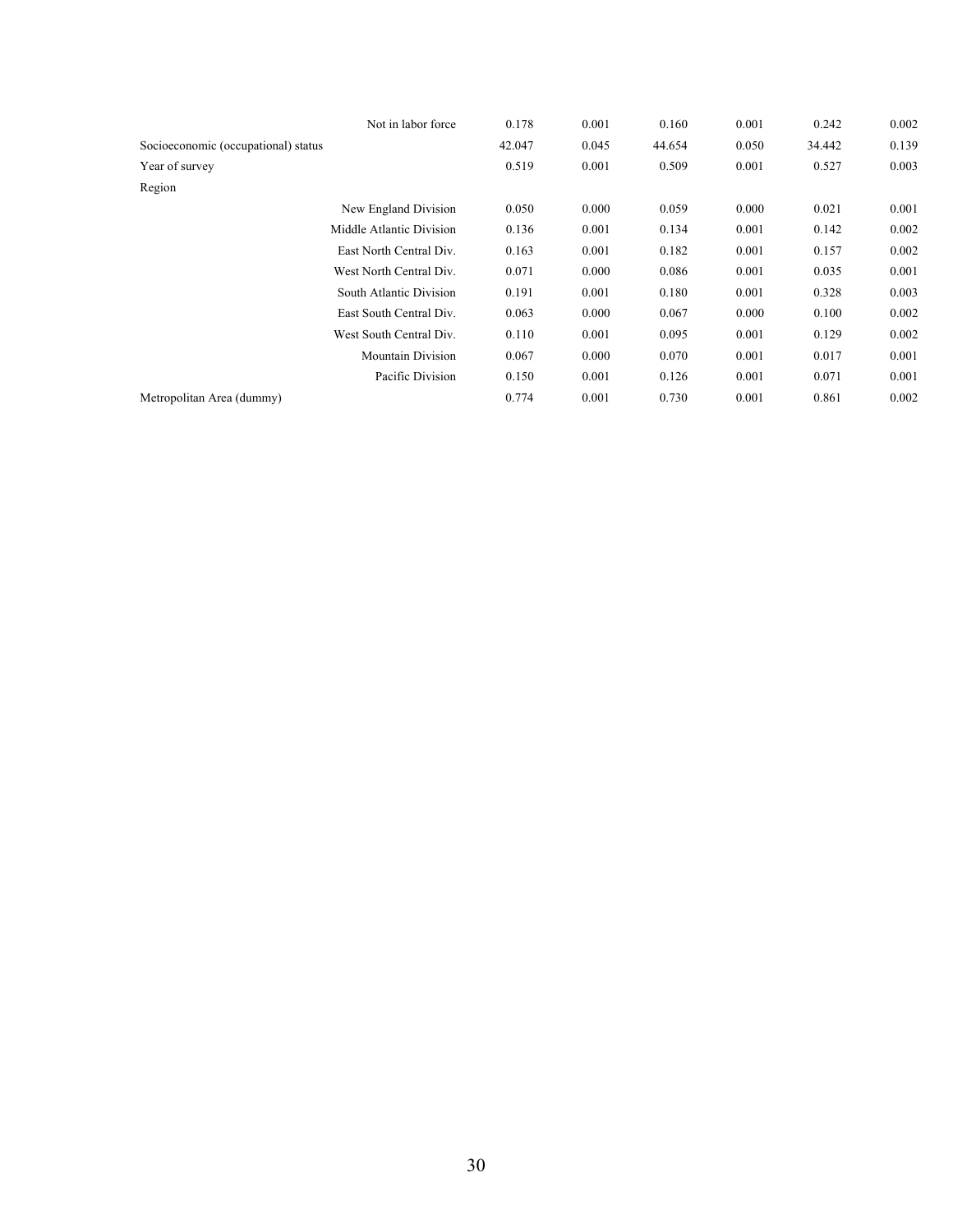| | | | | | | |
|---|---|---|---|---|---|---|
| Not in labor force | 0.178 | 0.001 | 0.160 | 0.001 | 0.242 | 0.002 |
| Socioeconomic (occupational) status | 42.047 | 0.045 | 44.654 | 0.050 | 34.442 | 0.139 |
| Year of survey | 0.519 | 0.001 | 0.509 | 0.001 | 0.527 | 0.003 |
| Region | | | | | | |
| New England Division | 0.050 | 0.000 | 0.059 | 0.000 | 0.021 | 0.001 |
| Middle Atlantic Division | 0.136 | 0.001 | 0.134 | 0.001 | 0.142 | 0.002 |
| East North Central Div. | 0.163 | 0.001 | 0.182 | 0.001 | 0.157 | 0.002 |
| West North Central Div. | 0.071 | 0.000 | 0.086 | 0.001 | 0.035 | 0.001 |
| South Atlantic Division | 0.191 | 0.001 | 0.180 | 0.001 | 0.328 | 0.003 |
| East South Central Div. | 0.063 | 0.000 | 0.067 | 0.000 | 0.100 | 0.002 |
| West South Central Div. | 0.110 | 0.001 | 0.095 | 0.001 | 0.129 | 0.002 |
| Mountain Division | 0.067 | 0.000 | 0.070 | 0.001 | 0.017 | 0.001 |
| Pacific Division | 0.150 | 0.001 | 0.126 | 0.001 | 0.071 | 0.001 |
| Metropolitan Area (dummy) | 0.774 | 0.001 | 0.730 | 0.001 | 0.861 | 0.002 |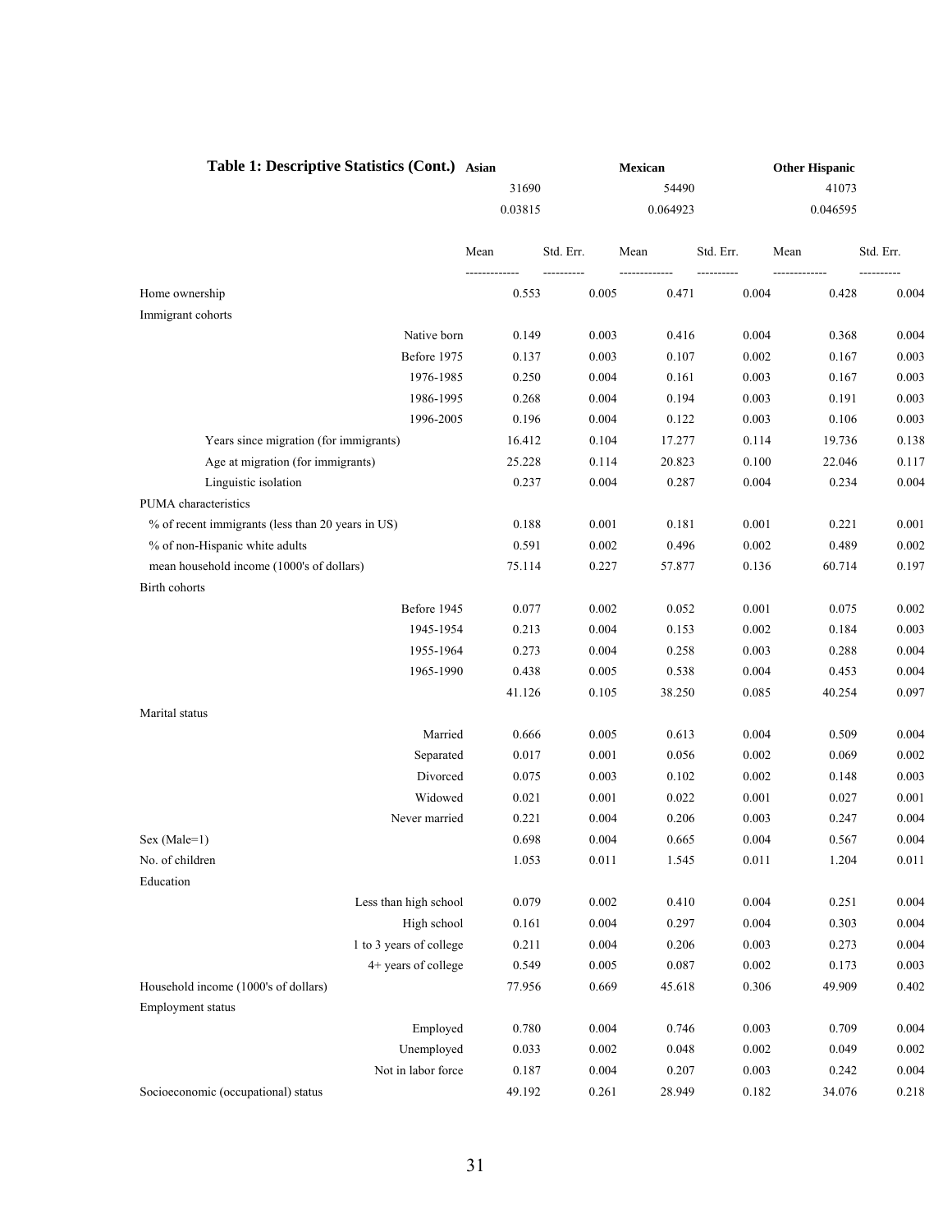**Table 1: Descriptive Statistics (Cont.)**

| | Asian | | Mexican | | Other Hispanic | |
|---|---|---|---|---|---|---|
| | 31690 | | 54490 | | 41073 | |
| | 0.03815 | | 0.064923 | | 0.046595 | |
| | Mean | Std. Err. | Mean | Std. Err. | Mean | Std. Err. |
| Home ownership | 0.553 | 0.005 | 0.471 | 0.004 | 0.428 | 0.004 |
| Immigrant cohorts | | | | | | |
| Native born | 0.149 | 0.003 | 0.416 | 0.004 | 0.368 | 0.004 |
| Before 1975 | 0.137 | 0.003 | 0.107 | 0.002 | 0.167 | 0.003 |
| 1976-1985 | 0.250 | 0.004 | 0.161 | 0.003 | 0.167 | 0.003 |
| 1986-1995 | 0.268 | 0.004 | 0.194 | 0.003 | 0.191 | 0.003 |
| 1996-2005 | 0.196 | 0.004 | 0.122 | 0.003 | 0.106 | 0.003 |
| Years since migration (for immigrants) | 16.412 | 0.104 | 17.277 | 0.114 | 19.736 | 0.138 |
| Age at migration (for immigrants) | 25.228 | 0.114 | 20.823 | 0.100 | 22.046 | 0.117 |
| Linguistic isolation | 0.237 | 0.004 | 0.287 | 0.004 | 0.234 | 0.004 |
| PUMA characteristics | | | | | | |
| % of recent immigrants (less than 20 years in US) | 0.188 | 0.001 | 0.181 | 0.001 | 0.221 | 0.001 |
| % of non-Hispanic white adults | 0.591 | 0.002 | 0.496 | 0.002 | 0.489 | 0.002 |
| mean household income (1000's of dollars) | 75.114 | 0.227 | 57.877 | 0.136 | 60.714 | 0.197 |
| Birth cohorts | | | | | | |
| Before 1945 | 0.077 | 0.002 | 0.052 | 0.001 | 0.075 | 0.002 |
| 1945-1954 | 0.213 | 0.004 | 0.153 | 0.002 | 0.184 | 0.003 |
| 1955-1964 | 0.273 | 0.004 | 0.258 | 0.003 | 0.288 | 0.004 |
| 1965-1990 | 0.438 | 0.005 | 0.538 | 0.004 | 0.453 | 0.004 |
| | 41.126 | 0.105 | 38.250 | 0.085 | 40.254 | 0.097 |
| Marital status | | | | | | |
| Married | 0.666 | 0.005 | 0.613 | 0.004 | 0.509 | 0.004 |
| Separated | 0.017 | 0.001 | 0.056 | 0.002 | 0.069 | 0.002 |
| Divorced | 0.075 | 0.003 | 0.102 | 0.002 | 0.148 | 0.003 |
| Widowed | 0.021 | 0.001 | 0.022 | 0.001 | 0.027 | 0.001 |
| Never married | 0.221 | 0.004 | 0.206 | 0.003 | 0.247 | 0.004 |
| Sex (Male=1) | 0.698 | 0.004 | 0.665 | 0.004 | 0.567 | 0.004 |
| No. of children | 1.053 | 0.011 | 1.545 | 0.011 | 1.204 | 0.011 |
| Education | | | | | | |
| Less than high school | 0.079 | 0.002 | 0.410 | 0.004 | 0.251 | 0.004 |
| High school | 0.161 | 0.004 | 0.297 | 0.004 | 0.303 | 0.004 |
| 1 to 3 years of college | 0.211 | 0.004 | 0.206 | 0.003 | 0.273 | 0.004 |
| 4+ years of college | 0.549 | 0.005 | 0.087 | 0.002 | 0.173 | 0.003 |
| Household income (1000's of dollars) | 77.956 | 0.669 | 45.618 | 0.306 | 49.909 | 0.402 |
| Employment status | | | | | | |
| Employed | 0.780 | 0.004 | 0.746 | 0.003 | 0.709 | 0.004 |
| Unemployed | 0.033 | 0.002 | 0.048 | 0.002 | 0.049 | 0.002 |
| Not in labor force | 0.187 | 0.004 | 0.207 | 0.003 | 0.242 | 0.004 |
| Socioeconomic (occupational) status | 49.192 | 0.261 | 28.949 | 0.182 | 34.076 | 0.218 |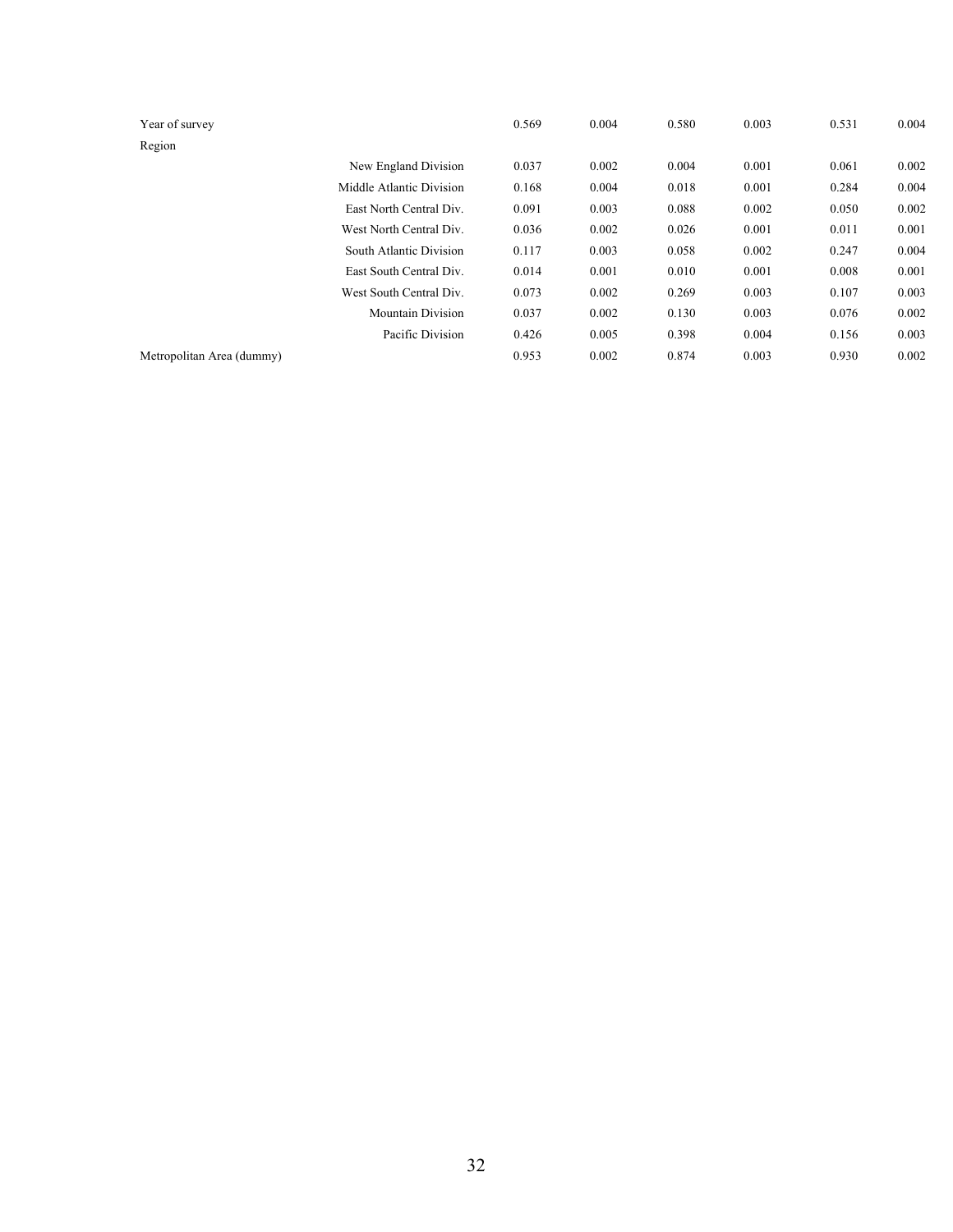| | | | | | | | |
|---|---|---|---|---|---|---|---|
| Year of survey | | 0.569 | 0.004 | 0.580 | 0.003 | 0.531 | 0.004 |
| Region | | | | | | | |
| | New England Division | 0.037 | 0.002 | 0.004 | 0.001 | 0.061 | 0.002 |
| | Middle Atlantic Division | 0.168 | 0.004 | 0.018 | 0.001 | 0.284 | 0.004 |
| | East North Central Div. | 0.091 | 0.003 | 0.088 | 0.002 | 0.050 | 0.002 |
| | West North Central Div. | 0.036 | 0.002 | 0.026 | 0.001 | 0.011 | 0.001 |
| | South Atlantic Division | 0.117 | 0.003 | 0.058 | 0.002 | 0.247 | 0.004 |
| | East South Central Div. | 0.014 | 0.001 | 0.010 | 0.001 | 0.008 | 0.001 |
| | West South Central Div. | 0.073 | 0.002 | 0.269 | 0.003 | 0.107 | 0.003 |
| | Mountain Division | 0.037 | 0.002 | 0.130 | 0.003 | 0.076 | 0.002 |
| | Pacific Division | 0.426 | 0.005 | 0.398 | 0.004 | 0.156 | 0.003 |
| Metropolitan Area (dummy) | | 0.953 | 0.002 | 0.874 | 0.003 | 0.930 | 0.002 |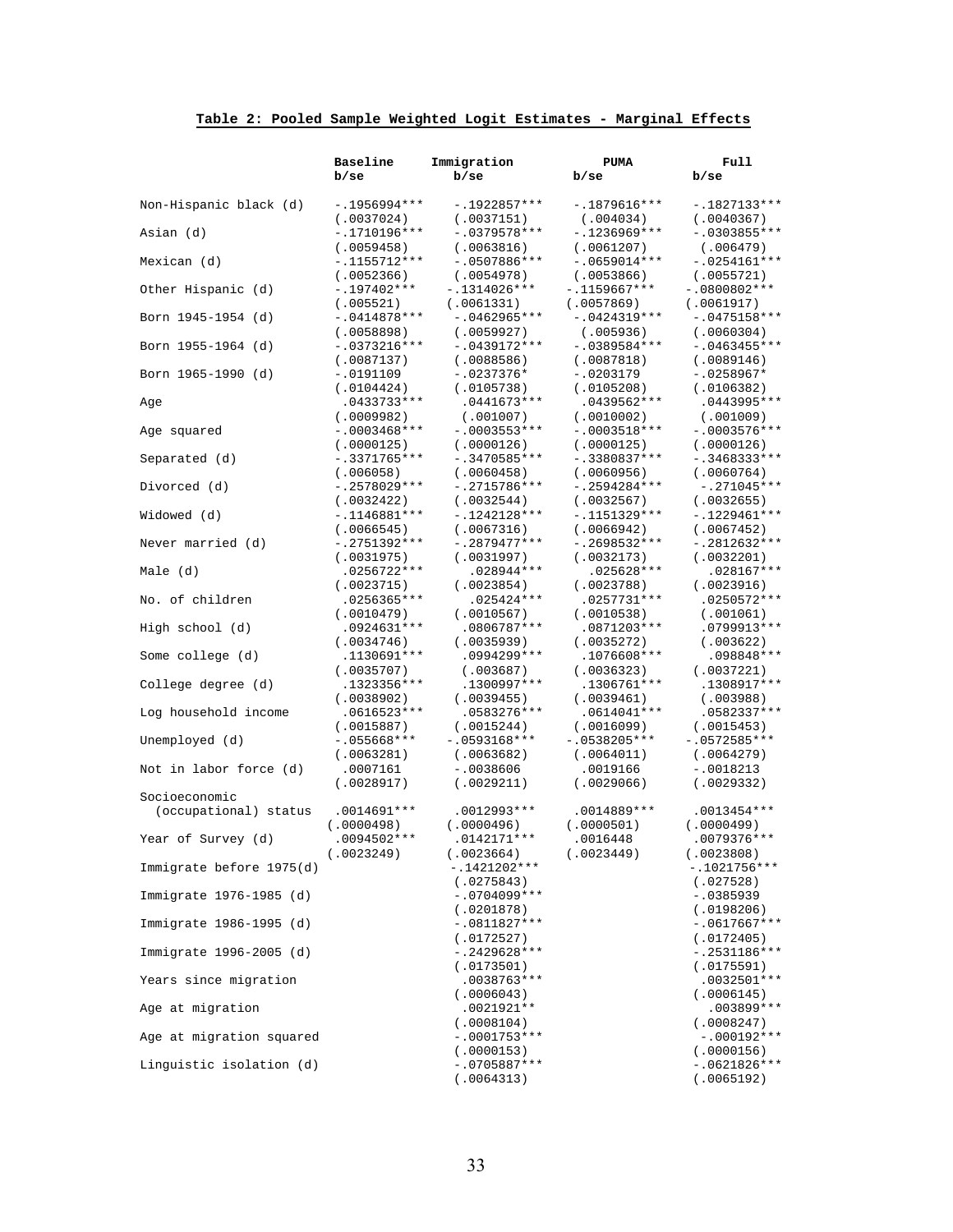**Table 2: Pooled Sample Weighted Logit Estimates - Marginal Effects**

| | Baseline b/se | Immigration b/se | PUMA b/se | Full b/se |
|---|---|---|---|---|
| Non-Hispanic black (d) | -.1956994*** | -.1922857*** | -.1879616*** | -.1827133*** |
| | (.0037024) | (.0037151) | (.004034) | (.0040367) |
| Asian (d) | -.1710196*** | -.0379578*** | -.1236969*** | -.0303855*** |
| | (.0059458) | (.0063816) | (.0061207) | (.006479) |
| Mexican (d) | -.1155712*** | -.0507886*** | -.0659014*** | -.0254161*** |
| | (.0052366) | (.0054978) | (.0053866) | (.0055721) |
| Other Hispanic (d) | -.197402*** | -.1314026*** | -.1159667*** | -.0800802*** |
| | (.005521) | (.0061331) | (.0057869) | (.0061917) |
| Born 1945-1954 (d) | -.0414878*** | -.0462965*** | -.0424319*** | -.0475158*** |
| | (.0058898) | (.0059927) | (.005936) | (.0060304) |
| Born 1955-1964 (d) | -.0373216*** | -.0439172*** | -.0389584*** | -.0463455*** |
| | (.0087137) | (.0088586) | (.0087818) | (.0089146) |
| Born 1965-1990 (d) | -.0191109 | -.0237376* | -.0203179 | -.0258967* |
| | (.0104424) | (.0105738) | (.0105208) | (.0106382) |
| Age | .0433733*** | .0441673*** | .0439562*** | .0443995*** |
| | (.0009982) | (.001007) | (.0010002) | (.001009) |
| Age squared | -.0003468*** | -.0003553*** | -.0003518*** | -.0003576*** |
| | (.0000125) | (.0000126) | (.0000125) | (.0000126) |
| Separated (d) | -.3371765*** | -.3470585*** | -.3380837*** | -.3468333*** |
| | (.006058) | (.0060458) | (.0060956) | (.0060764) |
| Divorced (d) | -.2578029*** | -.2715786*** | -.2594284*** | -.271045*** |
| | (.0032422) | (.0032544) | (.0032567) | (.0032655) |
| Widowed (d) | -.1146881*** | -.1242128*** | -.1151329*** | -.1229461*** |
| | (.0066545) | (.0067316) | (.0066942) | (.0067452) |
| Never married (d) | -.2751392*** | -.2879477*** | -.2698532*** | -.2812632*** |
| | (.0031975) | (.0031997) | (.0032173) | (.0032201) |
| Male (d) | .0256722*** | .028944*** | .025628*** | .028167*** |
| | (.0023715) | (.0023854) | (.0023788) | (.0023916) |
| No. of children | .0256365*** | .025424*** | .0257731*** | .0250572*** |
| | (.0010479) | (.0010567) | (.0010538) | (.001061) |
| High school (d) | .0924631*** | .0806787*** | .0871203*** | .0799913*** |
| | (.0034746) | (.0035939) | (.0035272) | (.003622) |
| Some college (d) | .1130691*** | .0994299*** | .1076608*** | .098848*** |
| | (.0035707) | (.003687) | (.0036323) | (.0037221) |
| College degree (d) | .1323356*** | .1300997*** | .1306761*** | .1308917*** |
| | (.0038902) | (.0039455) | (.0039461) | (.003988) |
| Log household income | .0616523*** | .0583276*** | .0614041*** | .0582337*** |
| | (.0015887) | (.0015244) | (.0016099) | (.0015453) |
| Unemployed (d) | -.055668*** | -.0593168*** | -.0538205*** | -.0572585*** |
| | (.0063281) | (.0063682) | (.0064011) | (.0064279) |
| Not in labor force (d) | .0007161 | -.0038606 | .0019166 | -.0018213 |
| | (.0028917) | (.0029211) | (.0029066) | (.0029332) |
| Socioeconomic (occupational) status | .0014691*** | .0012993*** | .0014889*** | .0013454*** |
| | (.0000498) | (.0000496) | (.0000501) | (.0000499) |
| Year of Survey (d) | .0094502*** | .0142171*** | .0016448 | .0079376*** |
| | (.0023249) | (.0023664) | (.0023449) | (.0023808) |
| Immigrate before 1975(d) | | -.1421202*** | | -.1021756*** |
| | | (.0275843) | | (.027528) |
| Immigrate 1976-1985 (d) | | -.0704099*** | | -.0385939 |
| | | (.0201878) | | (.0198206) |
| Immigrate 1986-1995 (d) | | -.0811827*** | | -.0617667*** |
| | | (.0172527) | | (.0172405) |
| Immigrate 1996-2005 (d) | | -.2429628*** | | -.2531186*** |
| | | (.0173501) | | (.0175591) |
| Years since migration | | .0038763*** | | .0032501*** |
| | | (.0006043) | | (.0006145) |
| Age at migration | | .0021921** | | .003899*** |
| | | (.0008104) | | (.0008247) |
| Age at migration squared | | -.0001753*** | | -.000192*** |
| | | (.0000153) | | (.0000156) |
| Linguistic isolation (d) | | -.0705887*** | | -.0621826*** |
| | | (.0064313) | | (.0065192) |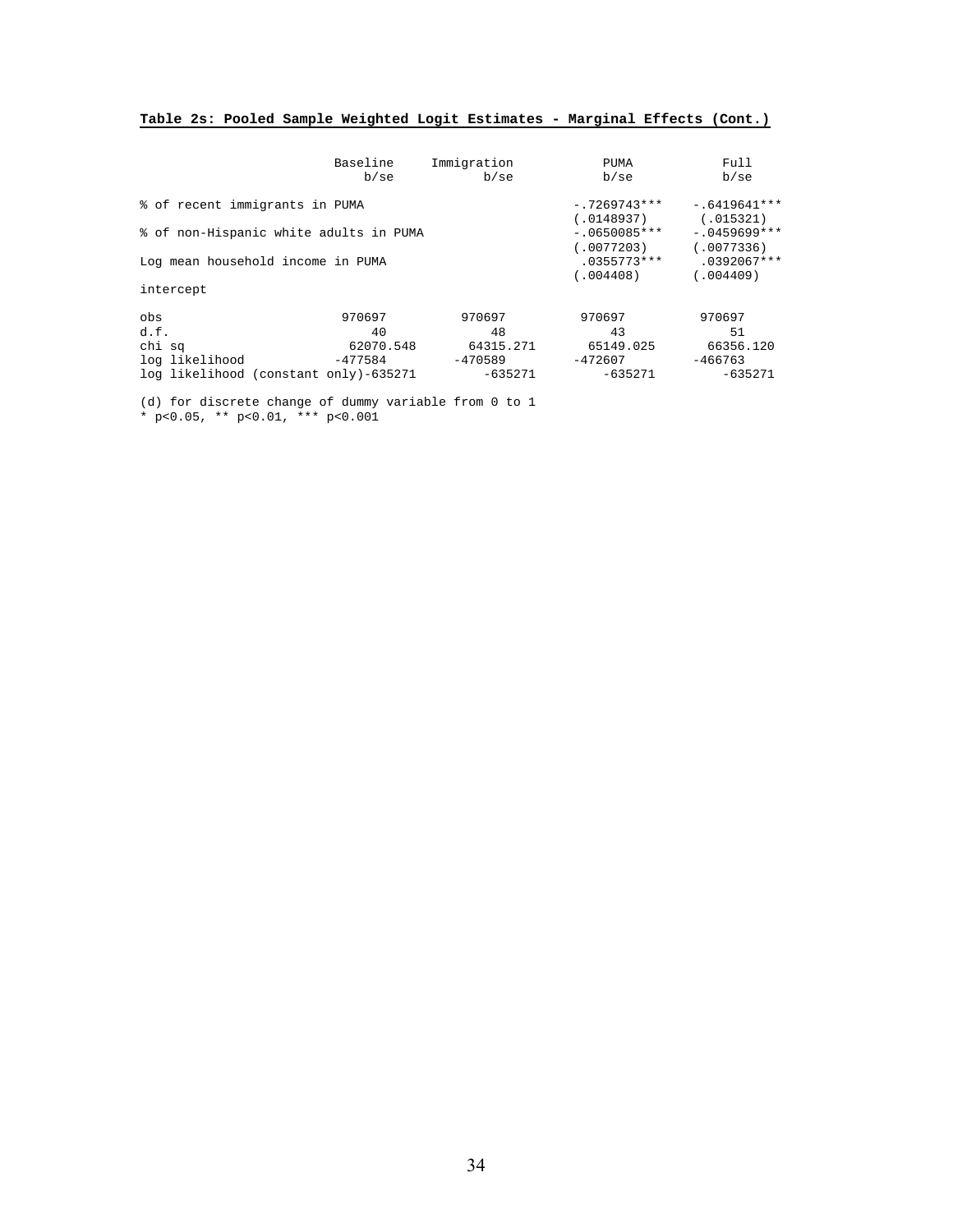**Table 2s: Pooled Sample Weighted Logit Estimates - Marginal Effects (Cont.)**

| | Baseline b/se | Immigration b/se | PUMA b/se | Full b/se |
|---|---|---|---|---|
| % of recent immigrants in PUMA | | | -.7269743*** | -.6419641*** |
| | | | (.0148937) | (.015321) |
| % of non-Hispanic white adults in PUMA | | | -.0650085*** | -.0459699*** |
| | | | (.0077203) | (.0077336) |
| Log mean household income in PUMA | | | .0355773*** | .0392067*** |
| | | | (.004408) | (.004409) |
| intercept | | | | |
| obs | 970697 | 970697 | 970697 | 970697 |
| d.f. | 40 | 48 | 43 | 51 |
| chi sq | 62070.548 | 64315.271 | 65149.025 | 66356.120 |
| log likelihood | -477584 | -470589 | -472607 | -466763 |
| log likelihood (constant only) | -635271 | -635271 | -635271 | -635271 |

(d) for discrete change of dummy variable from 0 to 1
* p<0.05, ** p<0.01, *** p<0.001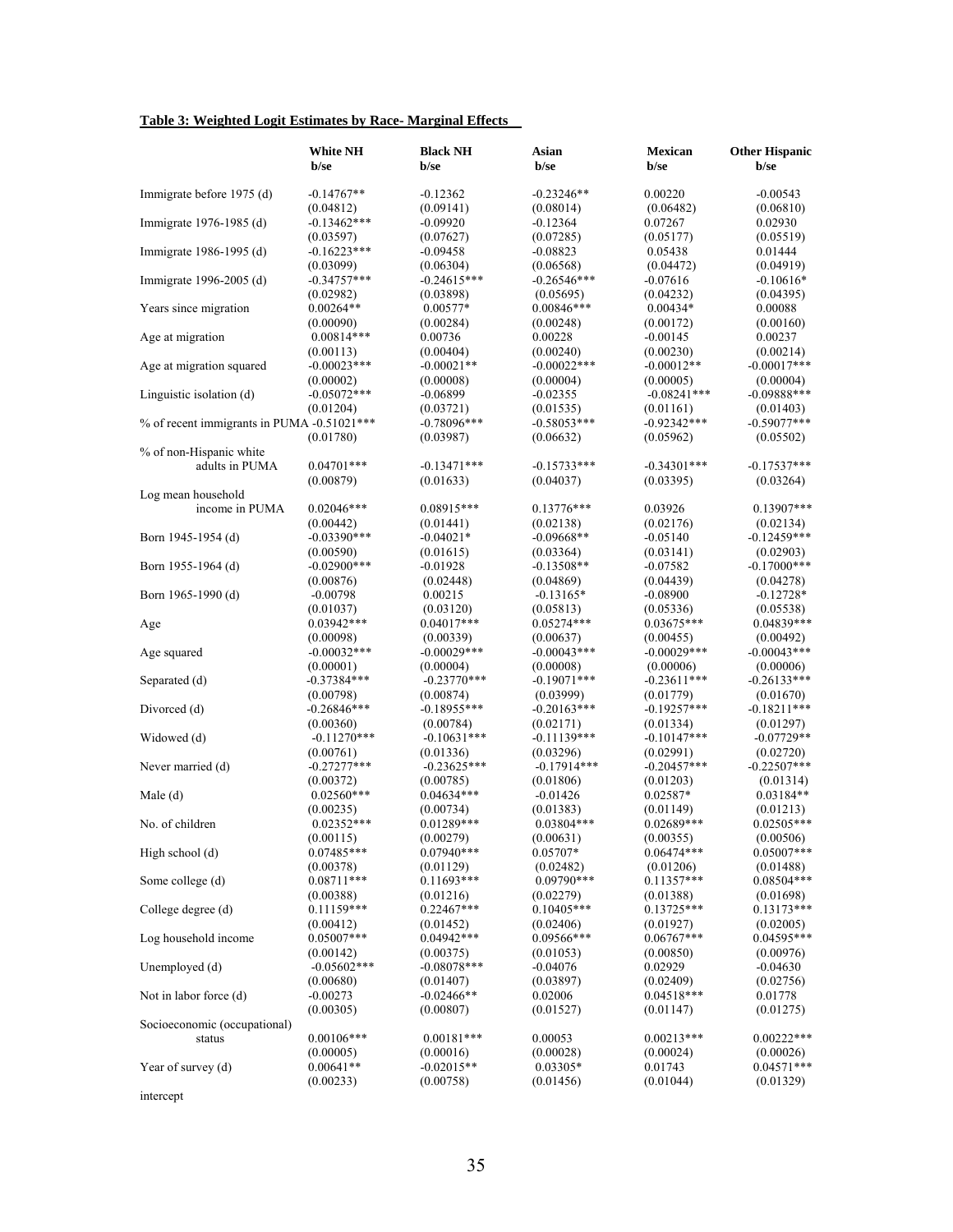**Table 3: Weighted Logit Estimates by Race- Marginal Effects**

| | White NH b/se | Black NH b/se | Asian b/se | Mexican b/se | Other Hispanic b/se |
|---|---|---|---|---|---|
| Immigrate before 1975 (d) | -0.14767** | -0.12362 | -0.23246** | 0.00220 | -0.00543 |
| | (0.04812) | (0.09141) | (0.08014) | (0.06482) | (0.06810) |
| Immigrate 1976-1985 (d) | -0.13462*** | -0.09920 | -0.12364 | 0.07267 | 0.02930 |
| | (0.03597) | (0.07627) | (0.07285) | (0.05177) | (0.05519) |
| Immigrate 1986-1995 (d) | -0.16223*** | -0.09458 | -0.08823 | 0.05438 | 0.01444 |
| | (0.03099) | (0.06304) | (0.06568) | (0.04472) | (0.04919) |
| Immigrate 1996-2005 (d) | -0.34757*** | -0.24615*** | -0.26546*** | -0.07616 | -0.10616* |
| | (0.02982) | (0.03898) | (0.05695) | (0.04232) | (0.04395) |
| Years since migration | 0.00264** | 0.00577* | 0.00846*** | 0.00434* | 0.00088 |
| | (0.00090) | (0.00284) | (0.00248) | (0.00172) | (0.00160) |
| Age at migration | 0.00814*** | 0.00736 | 0.00228 | -0.00145 | 0.00237 |
| | (0.00113) | (0.00404) | (0.00240) | (0.00230) | (0.00214) |
| Age at migration squared | -0.00023*** | -0.00021** | -0.00022*** | -0.00012** | -0.00017*** |
| | (0.00002) | (0.00008) | (0.00004) | (0.00005) | (0.00004) |
| Linguistic isolation (d) | -0.05072*** | -0.06899 | -0.02355 | -0.08241*** | -0.09888*** |
| | (0.01204) | (0.03721) | (0.01535) | (0.01161) | (0.01403) |
| % of recent immigrants in PUMA | -0.51021*** | -0.78096*** | -0.58053*** | -0.92342*** | -0.59077*** |
| | (0.01780) | (0.03987) | (0.06632) | (0.05962) | (0.05502) |
| % of non-Hispanic white adults in PUMA | 0.04701*** | -0.13471*** | -0.15733*** | -0.34301*** | -0.17537*** |
| | (0.00879) | (0.01633) | (0.04037) | (0.03395) | (0.03264) |
| Log mean household income in PUMA | 0.02046*** | 0.08915*** | 0.13776*** | 0.03926 | 0.13907*** |
| | (0.00442) | (0.01441) | (0.02138) | (0.02176) | (0.02134) |
| Born 1945-1954 (d) | -0.03390*** | -0.04021* | -0.09668** | -0.05140 | -0.12459*** |
| | (0.00590) | (0.01615) | (0.03364) | (0.03141) | (0.02903) |
| Born 1955-1964 (d) | -0.02900*** | -0.01928 | -0.13508** | -0.07582 | -0.17000*** |
| | (0.00876) | (0.02448) | (0.04869) | (0.04439) | (0.04278) |
| Born 1965-1990 (d) | -0.00798 | 0.00215 | -0.13165* | -0.08900 | -0.12728* |
| | (0.01037) | (0.03120) | (0.05813) | (0.05336) | (0.05538) |
| Age | 0.03942*** | 0.04017*** | 0.05274*** | 0.03675*** | 0.04839*** |
| | (0.00098) | (0.00339) | (0.00637) | (0.00455) | (0.00492) |
| Age squared | -0.00032*** | -0.00029*** | -0.00043*** | -0.00029*** | -0.00043*** |
| | (0.00001) | (0.00004) | (0.00008) | (0.00006) | (0.00006) |
| Separated (d) | -0.37384*** | -0.23770*** | -0.19071*** | -0.23611*** | -0.26133*** |
| | (0.00798) | (0.00874) | (0.03999) | (0.01779) | (0.01670) |
| Divorced (d) | -0.26846*** | -0.18955*** | -0.20163*** | -0.19257*** | -0.18211*** |
| | (0.00360) | (0.00784) | (0.02171) | (0.01334) | (0.01297) |
| Widowed (d) | -0.11270*** | -0.10631*** | -0.11139*** | -0.10147*** | -0.07729** |
| | (0.00761) | (0.01336) | (0.03296) | (0.02991) | (0.02720) |
| Never married (d) | -0.27277*** | -0.23625*** | -0.17914*** | -0.20457*** | -0.22507*** |
| | (0.00372) | (0.00785) | (0.01806) | (0.01203) | (0.01314) |
| Male (d) | 0.02560*** | 0.04634*** | -0.01426 | 0.02587* | 0.03184** |
| | (0.00235) | (0.00734) | (0.01383) | (0.01149) | (0.01213) |
| No. of children | 0.02352*** | 0.01289*** | 0.03804*** | 0.02689*** | 0.02505*** |
| | (0.00115) | (0.00279) | (0.00631) | (0.00355) | (0.00506) |
| High school (d) | 0.07485*** | 0.07940*** | 0.05707* | 0.06474*** | 0.05007*** |
| | (0.00378) | (0.01129) | (0.02482) | (0.01206) | (0.01488) |
| Some college (d) | 0.08711*** | 0.11693*** | 0.09790*** | 0.11357*** | 0.08504*** |
| | (0.00388) | (0.01216) | (0.02279) | (0.01388) | (0.01698) |
| College degree (d) | 0.11159*** | 0.22467*** | 0.10405*** | 0.13725*** | 0.13173*** |
| | (0.00412) | (0.01452) | (0.02406) | (0.01927) | (0.02005) |
| Log household income | 0.05007*** | 0.04942*** | 0.09566*** | 0.06767*** | 0.04595*** |
| | (0.00142) | (0.00375) | (0.01053) | (0.00850) | (0.00976) |
| Unemployed (d) | -0.05602*** | -0.08078*** | -0.04076 | 0.02929 | -0.04630 |
| | (0.00680) | (0.01407) | (0.03897) | (0.02409) | (0.02756) |
| Not in labor force (d) | -0.00273 | -0.02466** | 0.02006 | 0.04518*** | 0.01778 |
| | (0.00305) | (0.00807) | (0.01527) | (0.01147) | (0.01275) |
| Socioeconomic (occupational) status | 0.00106*** | 0.00181*** | 0.00053 | 0.00213*** | 0.00222*** |
| | (0.00005) | (0.00016) | (0.00028) | (0.00024) | (0.00026) |
| Year of survey (d) | 0.00641** | -0.02015** | 0.03305* | 0.01743 | 0.04571*** |
| | (0.00233) | (0.00758) | (0.01456) | (0.01044) | (0.01329) |
| intercept | | | | | |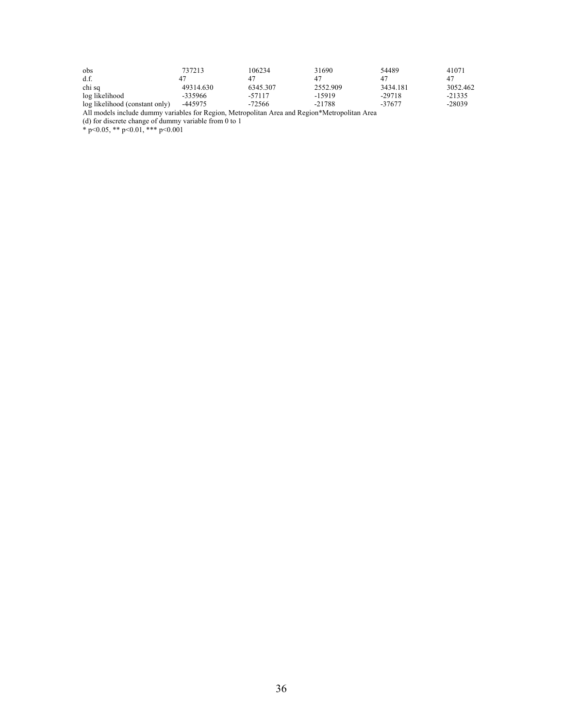| | | | | | |
|---|---|---|---|---|---|
| obs | 737213 | 106234 | 31690 | 54489 | 41071 |
| d.f. | 47 | 47 | 47 | 47 | 47 |
| chi sq | 49314.630 | 6345.307 | 2552.909 | 3434.181 | 3052.462 |
| log likelihood | -335966 | -57117 | -15919 | -29718 | -21335 |
| log likelihood (constant only) | -445975 | -72566 | -21788 | -37677 | -28039 |

All models include dummy variables for Region, Metropolitan Area and Region*Metropolitan Area

(d) for discrete change of dummy variable from 0 to 1

* p<0.05, ** p<0.01, *** p<0.001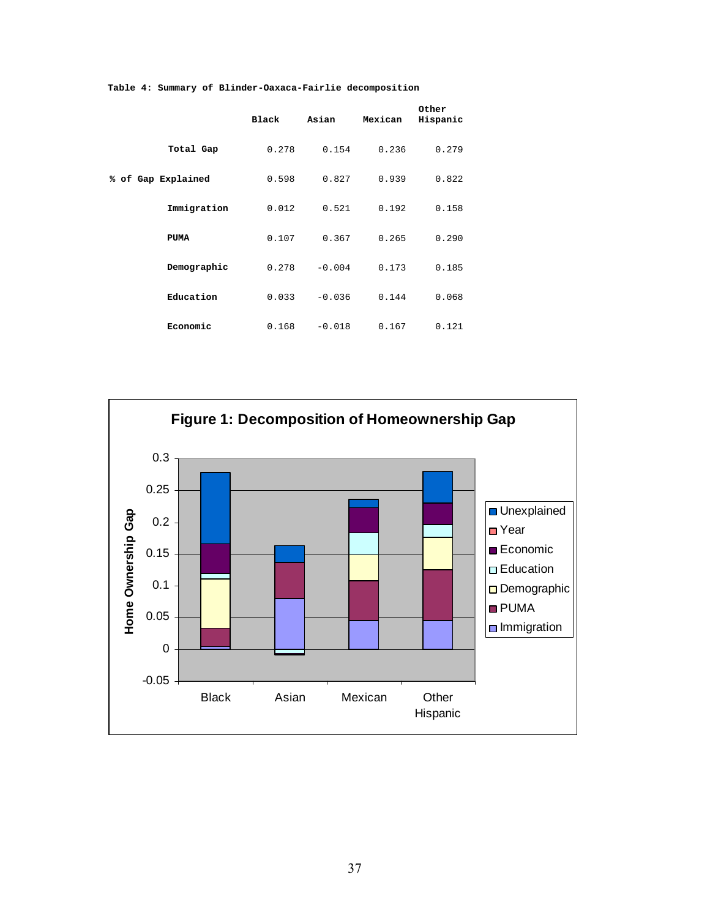Table 4: Summary of Blinder-Oaxaca-Fairlie decomposition

| | Black | Asian | Mexican | Other Hispanic |
|---|---|---|---|---|
| **Total Gap** | 0.278 | 0.154 | 0.236 | 0.279 |
| **% of Gap Explained** | 0.598 | 0.827 | 0.939 | 0.822 |
| **Immigration** | 0.012 | 0.521 | 0.192 | 0.158 |
| **PUMA** | 0.107 | 0.367 | 0.265 | 0.290 |
| **Demographic** | 0.278 | -0.004 | 0.173 | 0.185 |
| **Education** | 0.033 | -0.036 | 0.144 | 0.068 |
| **Economic** | 0.168 | -0.018 | 0.167 | 0.121 |

**Figure 1: Decomposition of Homeownership Gap**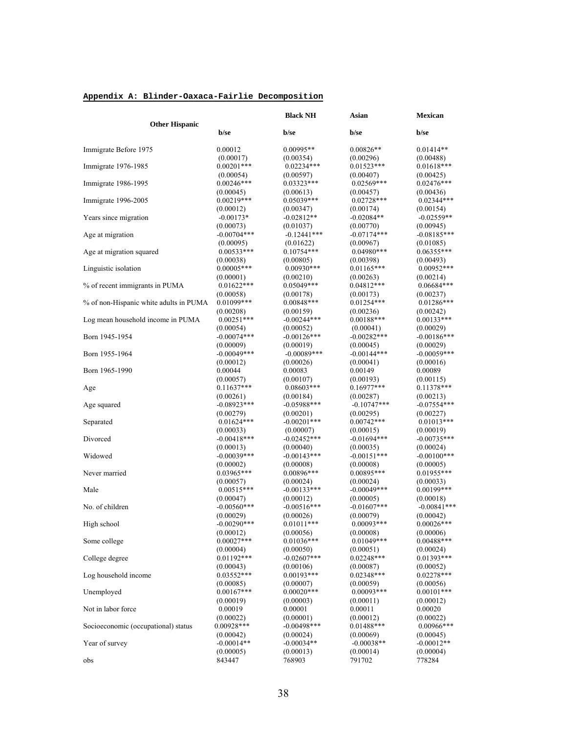## Appendix A: Blinder-Oaxaca-Fairlie Decomposition

| Other Hispanic | | Black NH | Asian | Mexican |
|---|---|---|---|---|
| | b/se | b/se | b/se | b/se |
| Immigrate Before 1975 | 0.00012 | 0.00995** | 0.00826** | 0.01414** |
| | (0.00017) | (0.00354) | (0.00296) | (0.00488) |
| Immigrate 1976-1985 | 0.00201*** | 0.02234*** | 0.01523*** | 0.01618*** |
| | (0.00054) | (0.00597) | (0.00407) | (0.00425) |
| Immigrate 1986-1995 | 0.00246*** | 0.03323*** | 0.02569*** | 0.02476*** |
| | (0.00045) | (0.00613) | (0.00457) | (0.00436) |
| Immigrate 1996-2005 | 0.00219*** | 0.05039*** | 0.02728*** | 0.02344*** |
| | (0.00012) | (0.00347) | (0.00174) | (0.00154) |
| Years since migration | -0.00173* | -0.02812** | -0.02084** | -0.02559** |
| | (0.00073) | (0.01037) | (0.00770) | (0.00945) |
| Age at migration | -0.00704*** | -0.12441*** | -0.07174*** | -0.08185*** |
| | (0.00095) | (0.01622) | (0.00967) | (0.01085) |
| Age at migration squared | 0.00533*** | 0.10754*** | 0.04980*** | 0.06355*** |
| | (0.00038) | (0.00805) | (0.00398) | (0.00493) |
| Linguistic isolation | 0.00005*** | 0.00930*** | 0.01165*** | 0.00952*** |
| | (0.00001) | (0.00210) | (0.00263) | (0.00214) |
| % of recent immigrants in PUMA | 0.01622*** | 0.05049*** | 0.04812*** | 0.06684*** |
| | (0.00058) | (0.00178) | (0.00173) | (0.00237) |
| % of non-Hispanic white adults in PUMA | 0.01099*** | 0.00848*** | 0.01254*** | 0.01286*** |
| | (0.00208) | (0.00159) | (0.00236) | (0.00242) |
| Log mean household income in PUMA | 0.00251*** | -0.00244*** | 0.00188*** | 0.00133*** |
| | (0.00054) | (0.00052) | (0.00041) | (0.00029) |
| Born 1945-1954 | -0.00074*** | -0.00126*** | -0.00282*** | -0.00186*** |
| | (0.00009) | (0.00019) | (0.00045) | (0.00029) |
| Born 1955-1964 | -0.00049*** | -0.00089*** | -0.00144*** | -0.00059*** |
| | (0.00012) | (0.00026) | (0.00041) | (0.00016) |
| Born 1965-1990 | 0.00044 | 0.00083 | 0.00149 | 0.00089 |
| | (0.00057) | (0.00107) | (0.00193) | (0.00115) |
| Age | 0.11637*** | 0.08603*** | 0.16977*** | 0.11378*** |
| | (0.00261) | (0.00184) | (0.00287) | (0.00213) |
| Age squared | -0.08923*** | -0.05988*** | -0.10747*** | -0.07554*** |
| | (0.00279) | (0.00201) | (0.00295) | (0.00227) |
| Separated | 0.01624*** | -0.00201*** | 0.00742*** | 0.01013*** |
| | (0.00033) | (0.00007) | (0.00015) | (0.00019) |
| Divorced | -0.00418*** | -0.02452*** | -0.01694*** | -0.00735*** |
| | (0.00013) | (0.00040) | (0.00035) | (0.00024) |
| Widowed | -0.00039*** | -0.00143*** | -0.00151*** | -0.00100*** |
| | (0.00002) | (0.00008) | (0.00008) | (0.00005) |
| Never married | 0.03965*** | 0.00896*** | 0.00895*** | 0.01955*** |
| | (0.00057) | (0.00024) | (0.00024) | (0.00033) |
| Male | 0.00515*** | -0.00133*** | -0.00049*** | 0.00199*** |
| | (0.00047) | (0.00012) | (0.00005) | (0.00018) |
| No. of children | -0.00560*** | -0.00516*** | -0.01607*** | -0.00841*** |
| | (0.00029) | (0.00026) | (0.00079) | (0.00042) |
| High school | -0.00290*** | 0.01011*** | 0.00093*** | 0.00026*** |
| | (0.00012) | (0.00056) | (0.00008) | (0.00006) |
| Some college | 0.00027*** | 0.01036*** | 0.01049*** | 0.00488*** |
| | (0.00004) | (0.00050) | (0.00051) | (0.00024) |
| College degree | 0.01192*** | -0.02607*** | 0.02248*** | 0.01393*** |
| | (0.00043) | (0.00106) | (0.00087) | (0.00052) |
| Log household income | 0.03552*** | 0.00193*** | 0.02348*** | 0.02278*** |
| | (0.00085) | (0.00007) | (0.00059) | (0.00056) |
| Unemployed | 0.00167*** | 0.00020*** | 0.00093*** | 0.00101*** |
| | (0.00019) | (0.00003) | (0.00011) | (0.00012) |
| Not in labor force | 0.00019 | 0.00001 | 0.00011 | 0.00020 |
| | (0.00022) | (0.00001) | (0.00012) | (0.00022) |
| Socioeconomic (occupational) status | 0.00928*** | -0.00498*** | 0.01488*** | 0.00966*** |
| | (0.00042) | (0.00024) | (0.00069) | (0.00045) |
| Year of survey | -0.00014** | -0.00034** | -0.00038** | -0.00012** |
| | (0.00005) | (0.00013) | (0.00014) | (0.00004) |
| obs | 843447 | 768903 | 791702 | 778284 |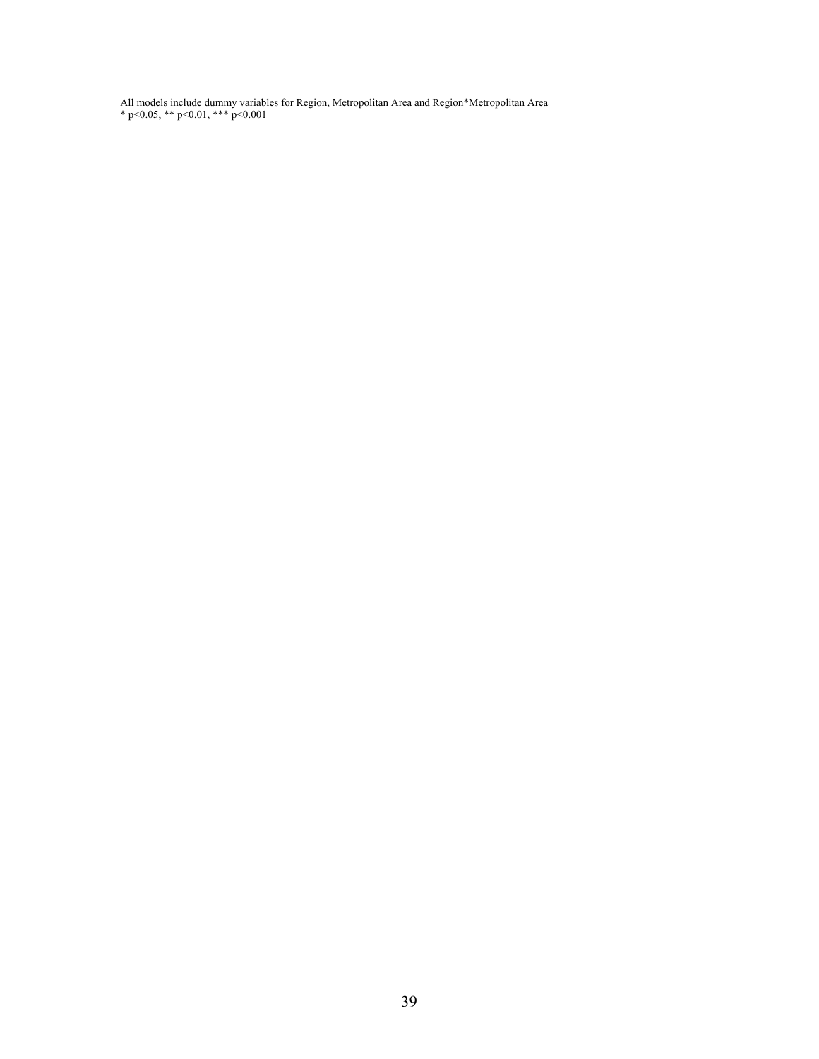All models include dummy variables for Region, Metropolitan Area and Region*Metropolitan Area
* $p<0.05$, ** $p<0.01$, *** $p<0.001$